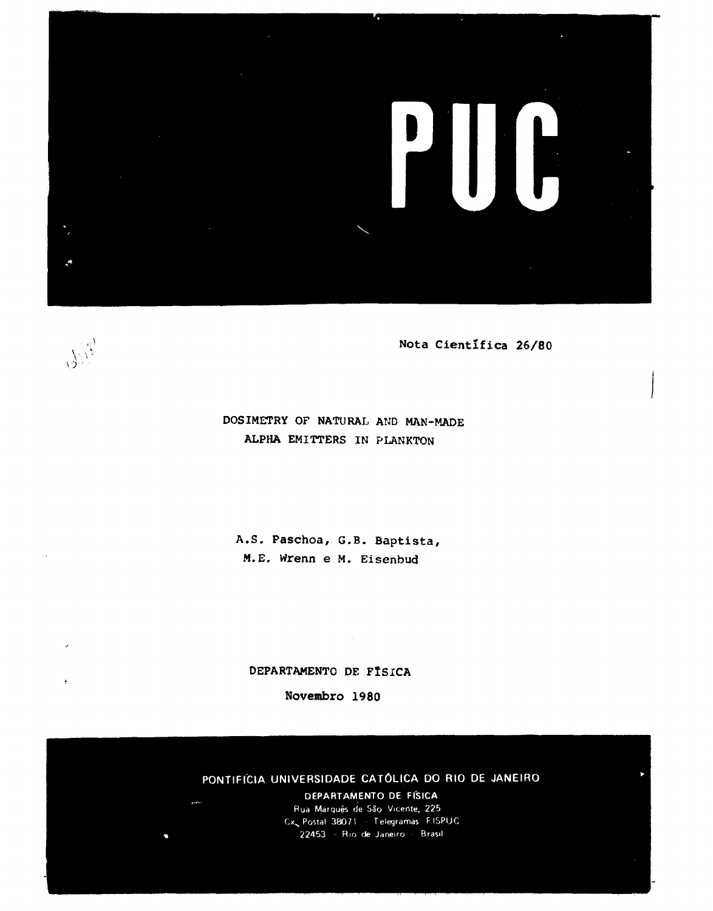# PUC

Nota Científica 26/80

## DOSIMETRY OF NATURAL AND MAN-MADE ALPHA EMITTERS IN PLANKTON

A.S. Paschoa, G.B. Baptista,
M.E. Wrenn e M. Eisenbud

DEPARTAMENTO DE FÍSICA

Novembro 1980

PONTIFÍCIA UNIVERSIDADE CATÓLICA DO RIO DE JANEIRO
DEPARTAMENTO DE FÍSICA
Rua Marquês de São Vicente, 225
Cx. Postal 38071 – Telegramas FISPUC
22453 – Rio de Janeiro – Brasil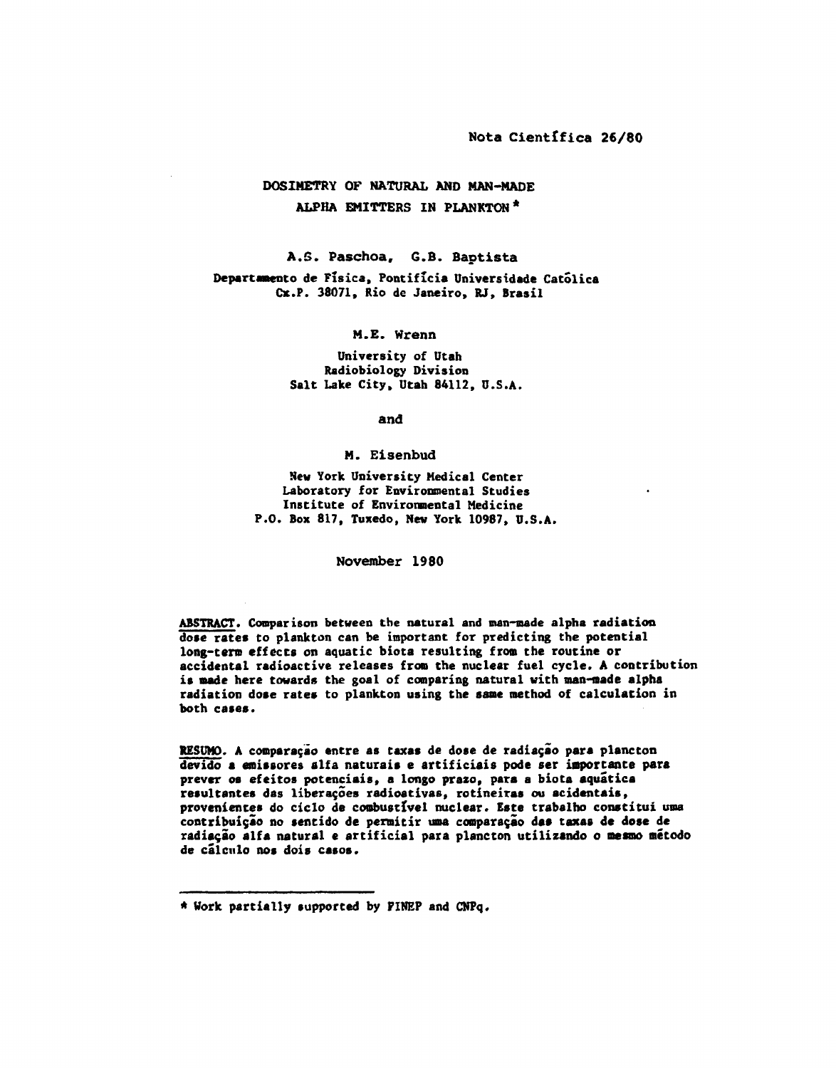Nota Científica 26/80

# DOSIMETRY OF NATURAL AND MAN-MADE ALPHA EMITTERS IN PLANKTON *

**A.S. Paschoa, G.B. Baptista**

Departamento de Física, Pontifícia Universidade Católica
Cx.P. 38071, Rio de Janeiro, RJ, Brasil

**M.E. Wrenn**

University of Utah
Radiobiology Division
Salt Lake City, Utah 84112, U.S.A.

and

**M. Eisenbud**

New York University Medical Center
Laboratory for Environmental Studies
Institute of Environmental Medicine
P.O. Box 817, Tuxedo, New York 10987, U.S.A.

November 1980

**ABSTRACT.** Comparison between the natural and man-made alpha radiation dose rates to plankton can be important for predicting the potential long-term effects on aquatic biota resulting from the routine or accidental radioactive releases from the nuclear fuel cycle. A contribution is made here towards the goal of comparing natural with man-made alpha radiation dose rates to plankton using the same method of calculation in both cases.

**RESUMO.** A comparação entre as taxas de dose de radiação para plancton devido a emissores alfa naturais e artificiais pode ser importante para prever os efeitos potenciais, a longo prazo, para a biota aquática resultantes das liberações radioativas, rotineiras ou acidentais, provenientes do ciclo de combustível nuclear. Este trabalho constitui uma contribuição no sentido de permitir uma comparação das taxas de dose de radiação alfa natural e artificial para plancton utilizando o mesmo método de cálculo nos dois casos.

---

\* Work partially supported by FINEP and CNPq.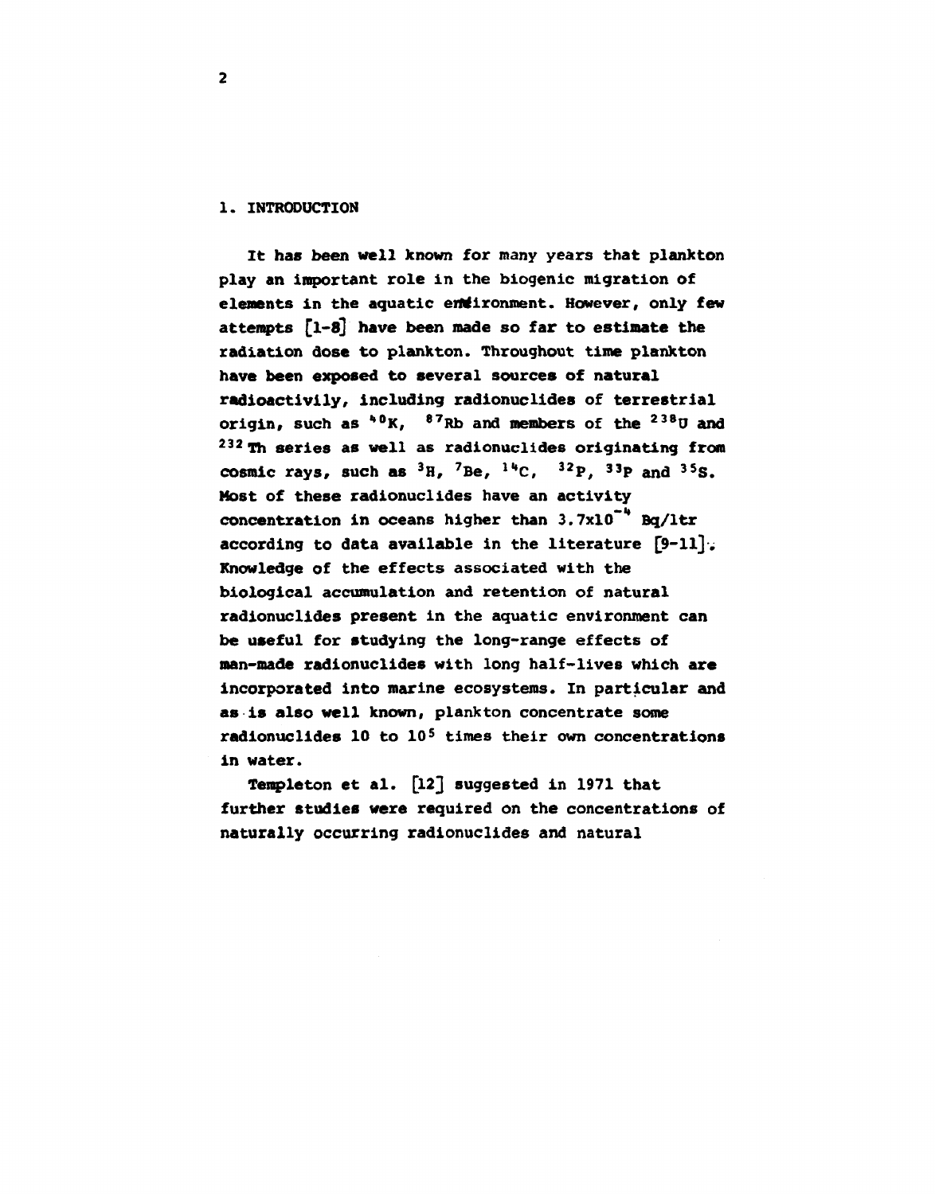## 1. INTRODUCTION

It has been well known for many years that plankton play an important role in the biogenic migration of elements in the aquatic environment. However, only few attempts [1-8] have been made so far to estimate the radiation dose to plankton. Throughout time plankton have been exposed to several sources of natural radioactivily, including radionuclides of terrestrial origin, such as $^{40}K$, $^{87}Rb$ and members of the $^{238}U$ and $^{232}Th$ series as well as radionuclides originating from cosmic rays, such as $^{3}H$, $^{7}Be$, $^{14}C$, $^{32}P$, $^{33}P$ and $^{35}S$. Most of these radionuclides have an activity concentration in oceans higher than $3.7x10^{-4}$ Bq/ltr according to data available in the literature [9-11]. Knowledge of the effects associated with the biological accumulation and retention of natural radionuclides present in the aquatic environment can be useful for studying the long-range effects of man-made radionuclides with long half-lives which are incorporated into marine ecosystems. In particular and as is also well known, plankton concentrate some radionuclides 10 to $10^5$ times their own concentrations in water.

Templeton et al. [12] suggested in 1971 that further studies were required on the concentrations of naturally occurring radionuclides and natural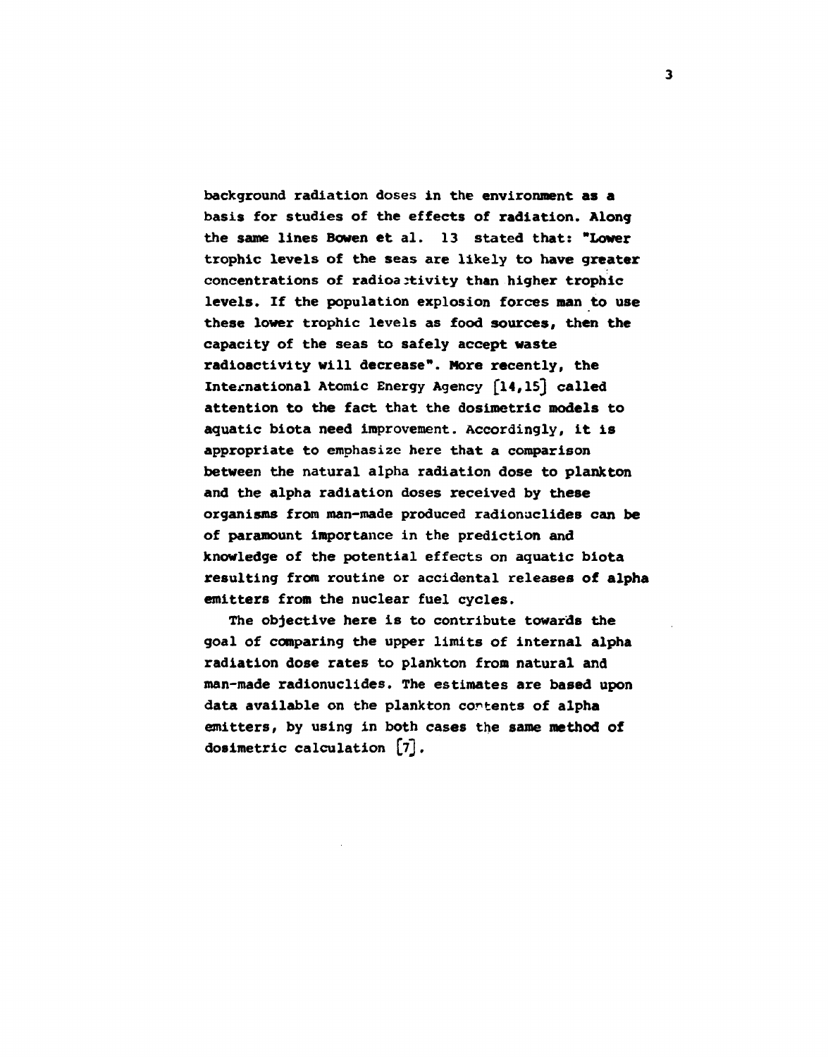background radiation doses in the environment as a basis for studies of the effects of radiation. Along the same lines Bowen et al. 13 stated that: "Lower trophic levels of the seas are likely to have greater concentrations of radioactivity than higher trophic levels. If the population explosion forces man to use these lower trophic levels as food sources, then the capacity of the seas to safely accept waste radioactivity will decrease". More recently, the International Atomic Energy Agency [14,15] called attention to the fact that the dosimetric models to aquatic biota need improvement. Accordingly, it is appropriate to emphasize here that a comparison between the natural alpha radiation dose to plankton and the alpha radiation doses received by these organisms from man-made produced radionuclides can be of paramount importance in the prediction and knowledge of the potential effects on aquatic biota resulting from routine or accidental releases of alpha emitters from the nuclear fuel cycles.

The objective here is to contribute towards the goal of comparing the upper limits of internal alpha radiation dose rates to plankton from natural and man-made radionuclides. The estimates are based upon data available on the plankton contents of alpha emitters, by using in both cases the same method of dosimetric calculation [7].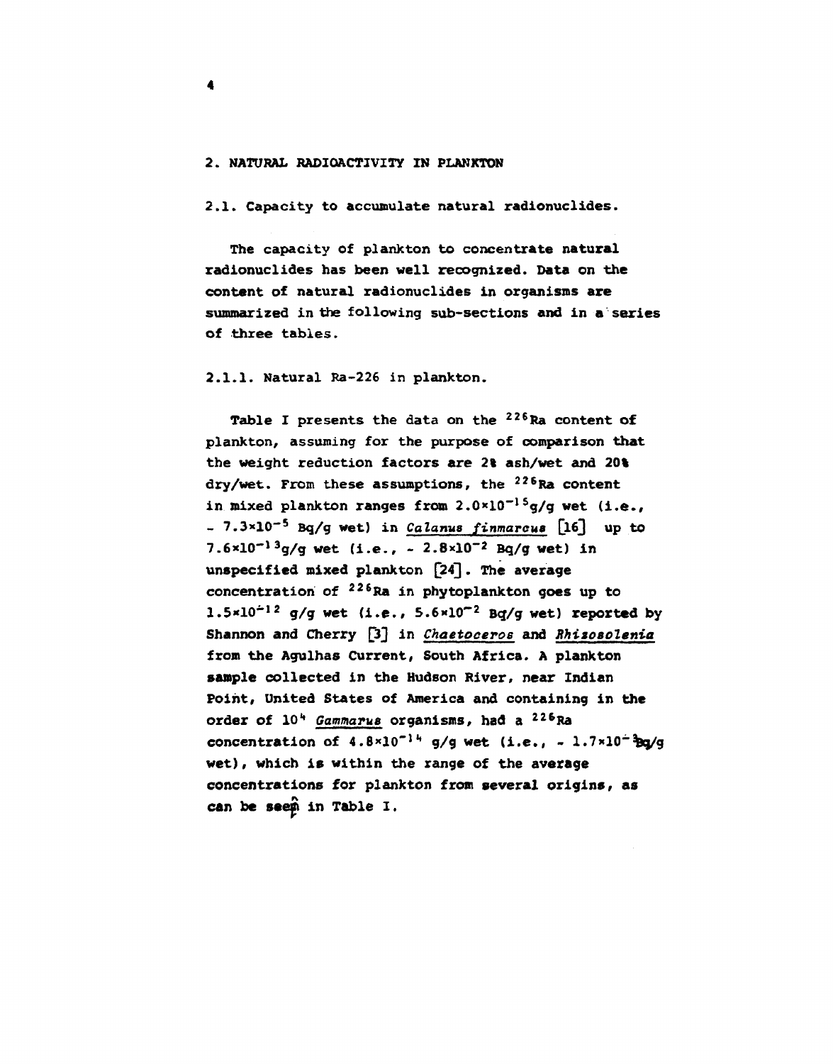## 2. NATURAL RADIOACTIVITY IN PLANKTON

### 2.1. Capacity to accumulate natural radionuclides.

The capacity of plankton to concentrate natural radionuclides has been well recognized. Data on the content of natural radionuclides in organisms are summarized in the following sub-sections and in a series of three tables.

#### 2.1.1. Natural Ra-226 in plankton.

Table I presents the data on the $^{226}$Ra content of plankton, assuming for the purpose of comparison that the weight reduction factors are 2% ash/wet and 20% dry/wet. From these assumptions, the $^{226}$Ra content in mixed plankton ranges from $2.0\times10^{-15}$ g/g wet (i.e., ~ $7.3\times10^{-5}$ Bq/g wet) in *Calanus finmarcus* [16] up to $7.6\times10^{-13}$ g/g wet (i.e., ~ $2.8\times10^{-2}$ Bq/g wet) in unspecified mixed plankton [24]. The average concentration of $^{226}$Ra in phytoplankton goes up to $1.5\times10^{-12}$ g/g wet (i.e., $5.6\times10^{-2}$ Bq/g wet) reported by Shannon and Cherry [3] in *Chaetoceros* and *Rhizosolenia* from the Agulhas Current, South Africa. A plankton sample collected in the Hudson River, near Indian Point, United States of America and containing in the order of $10^{4}$ *Gammarus* organisms, had a $^{226}$Ra concentration of $4.8\times10^{-14}$ g/g wet (i.e., ~ $1.7\times10^{-3}$ Bq/g wet), which is within the range of the average concentrations for plankton from several origins, as can be seen in Table I.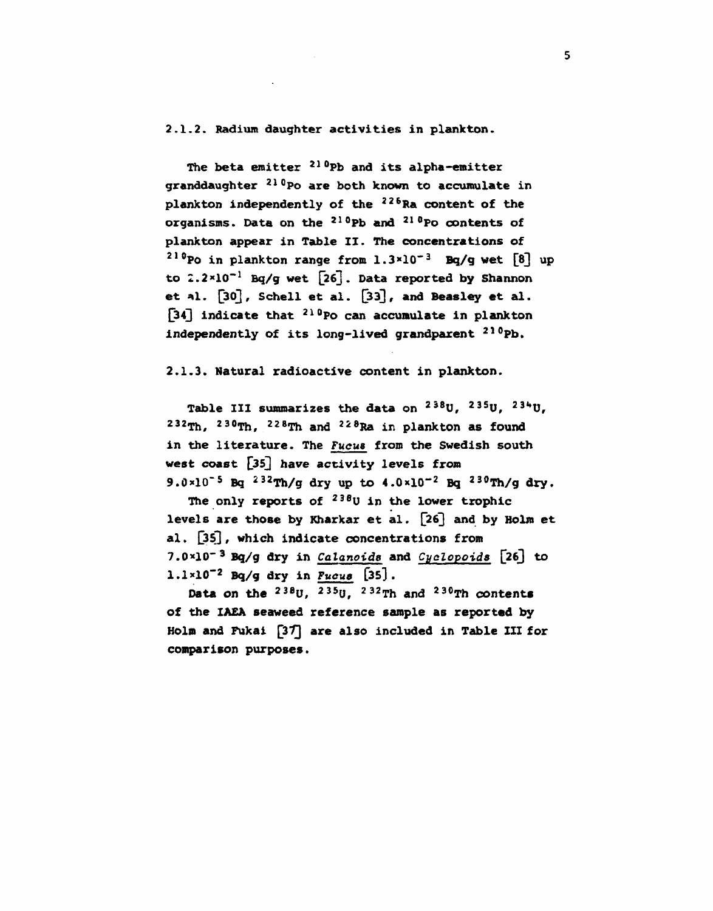### 2.1.2. Radium daughter activities in plankton.

The beta emitter $^{210}Pb$ and its alpha-emitter granddaughter $^{210}Po$ are both known to accumulate in plankton independently of the $^{226}Ra$ content of the organisms. Data on the $^{210}Pb$ and $^{210}Po$ contents of plankton appear in Table II. The concentrations of $^{210}Po$ in plankton range from $1.3 \times 10^{-3}$ Bq/g wet [8] up to $2.2 \times 10^{-1}$ Bq/g wet [26]. Data reported by Shannon et al. [30], Schell et al. [33], and Beasley et al. [34] indicate that $^{210}Po$ can accumulate in plankton independently of its long-lived grandparent $^{210}Pb$.

### 2.1.3. Natural radioactive content in plankton.

Table III summarizes the data on $^{238}U$, $^{235}U$, $^{234}U$, $^{232}Th$, $^{230}Th$, $^{228}Th$ and $^{228}Ra$ in plankton as found in the literature. The *Fucus* from the Swedish south west coast [35] have activity levels from $9.0 \times 10^{-5}$ Bq $^{232}Th$/g dry up to $4.0 \times 10^{-2}$ Bq $^{230}Th$/g dry.

The only reports of $^{238}U$ in the lower trophic levels are those by Kharkar et al. [26] and by Holm et al. [35], which indicate concentrations from $7.0 \times 10^{-3}$ Bq/g dry in *Calanoids* and *Cyclopoids* [26] to $1.1 \times 10^{-2}$ Bq/g dry in *Fucus* [35].

Data on the $^{238}U$, $^{235}U$, $^{232}Th$ and $^{230}Th$ contents of the IAEA seaweed reference sample as reported by Holm and Fukai [37] are also included in Table III for comparison purposes.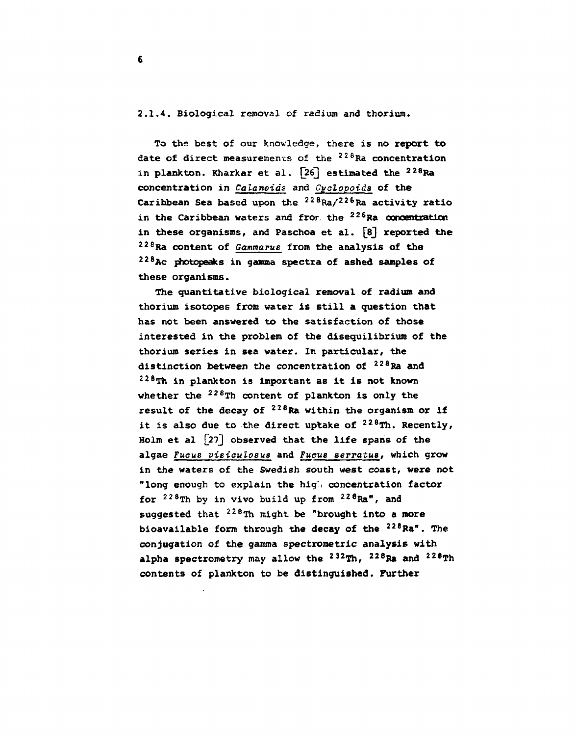### 2.1.4. Biological removal of radium and thorium.

To the best of our knowledge, there is no report to date of direct measurements of the $^{228}Ra$ concentration in plankton. Kharkar et al. [26] estimated the $^{228}Ra$ concentration in *Calanoids* and *Cyclopoids* of the Caribbean Sea based upon the $^{228}Ra/^{226}Ra$ activity ratio in the Caribbean waters and from the $^{226}Ra$ concentration in these organisms, and Paschoa et al. [8] reported the $^{228}Ra$ content of *Gammarus* from the analysis of the $^{228}Ac$ photopeaks in gamma spectra of ashed samples of these organisms.

The quantitative biological removal of radium and thorium isotopes from water is still a question that has not been answered to the satisfaction of those interested in the problem of the disequilibrium of the thorium series in sea water. In particular, the distinction between the concentration of $^{228}Ra$ and $^{228}Th$ in plankton is important as it is not known whether the $^{228}Th$ content of plankton is only the result of the decay of $^{228}Ra$ within the organism or if it is also due to the direct uptake of $^{228}Th$. Recently, Holm et al [27] observed that the life spans of the algae *Fucus visiculosus* and *Fucus serratus*, which grow in the waters of the Swedish south west coast, were not "long enough to explain the high concentration factor for $^{228}Th$ by in vivo build up from $^{228}Ra$", and suggested that $^{228}Th$ might be "brought into a more bioavailable form through the decay of the $^{228}Ra$". The conjugation of the gamma spectrometric analysis with alpha spectrometry may allow the $^{232}Th$, $^{228}Ra$ and $^{228}Th$ contents of plankton to be distinguished. Further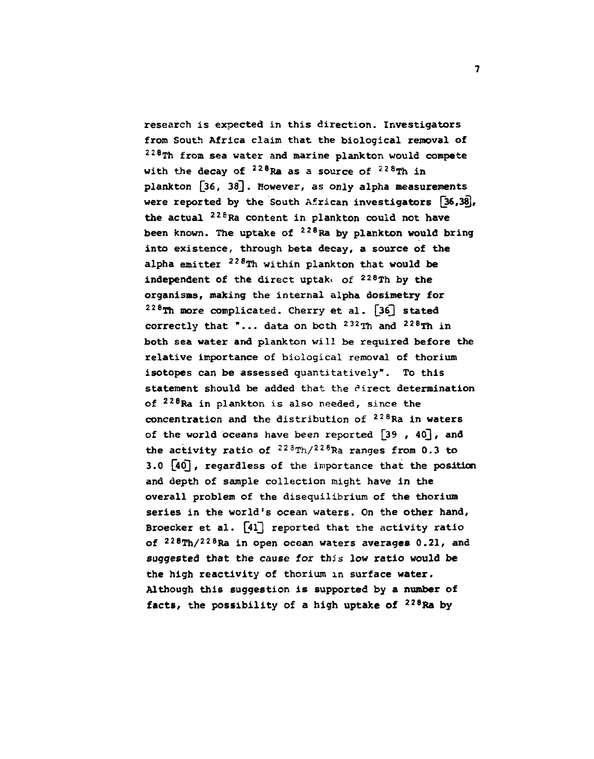research is expected in this direction. Investigators from South Africa claim that the biological removal of $^{228}Th$ from sea water and marine plankton would compete with the decay of $^{228}Ra$ as a source of $^{228}Th$ in plankton [36, 38]. However, as only alpha measurements were reported by the South African investigators [36,38], the actual $^{228}Ra$ content in plankton could not have been known. The uptake of $^{228}Ra$ by plankton would bring into existence, through beta decay, a source of the alpha emitter $^{228}Th$ within plankton that would be independent of the direct uptake of $^{228}Th$ by the organisms, making the internal alpha dosimetry for $^{228}Th$ more complicated. Cherry et al. [36] stated correctly that "... data on both $^{232}Th$ and $^{228}Th$ in both sea water and plankton will be required before the relative importance of biological removal of thorium isotopes can be assessed quantitatively". To this statement should be added that the direct determination of $^{228}Ra$ in plankton is also needed, since the concentration and the distribution of $^{228}Ra$ in waters of the world oceans have been reported [39 , 40], and the activity ratio of $^{228}Th/^{228}Ra$ ranges from 0.3 to 3.0 [40], regardless of the importance that the position and depth of sample collection might have in the overall problem of the disequilibrium of the thorium series in the world's ocean waters. On the other hand, Broecker et al. [41] reported that the activity ratio of $^{228}Th/^{228}Ra$ in open ocean waters averages 0.21, and suggested that the cause for this low ratio would be the high reactivity of thorium in surface water. Although this suggestion is supported by a number of facts, the possibility of a high uptake of $^{228}Ra$ by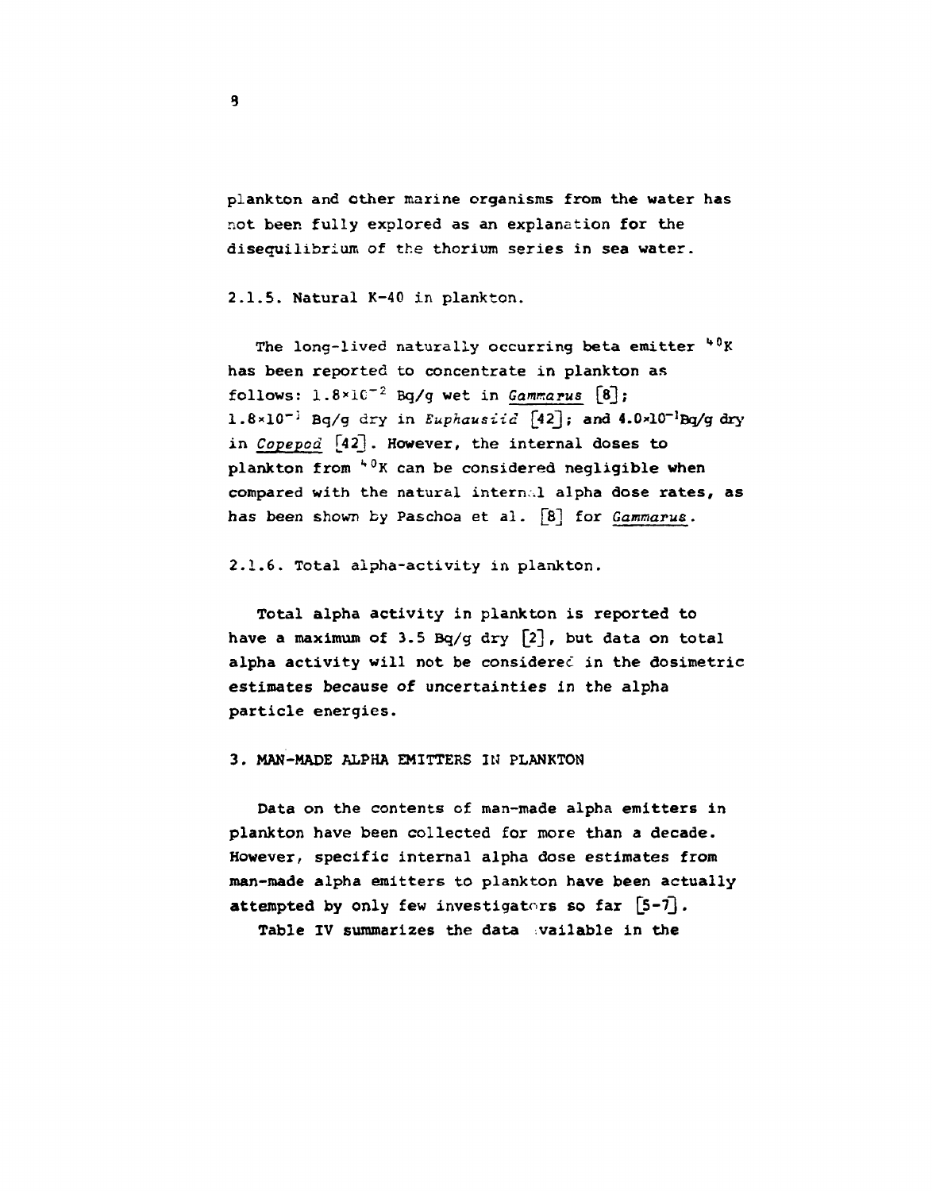plankton and other marine organisms from the water has not been fully explored as an explanation for the disequilibrium of the thorium series in sea water.

2.1.5. Natural K-40 in plankton.

The long-lived naturally occurring beta emitter $^{40}K$ has been reported to concentrate in plankton as follows: $1.8\times10^{-2}$ Bq/g wet in *Gammarus* [8]; $1.8\times10^{-1}$ Bq/g dry in *Euphausiid* [42]; and $4.0\times10^{-1}$Bq/g dry in *Copepod* [42]. However, the internal doses to plankton from $^{40}K$ can be considered negligible when compared with the natural internal alpha dose rates, as has been shown by Paschoa et al. [8] for *Gammarus*.

2.1.6. Total alpha-activity in plankton.

Total alpha activity in plankton is reported to have a maximum of 3.5 Bq/g dry [2], but data on total alpha activity will not be considered in the dosimetric estimates because of uncertainties in the alpha particle energies.

## 3. MAN-MADE ALPHA EMITTERS IN PLANKTON

Data on the contents of man-made alpha emitters in plankton have been collected for more than a decade. However, specific internal alpha dose estimates from man-made alpha emitters to plankton have been actually attempted by only few investigators so far [5-7].

Table IV summarizes the data available in the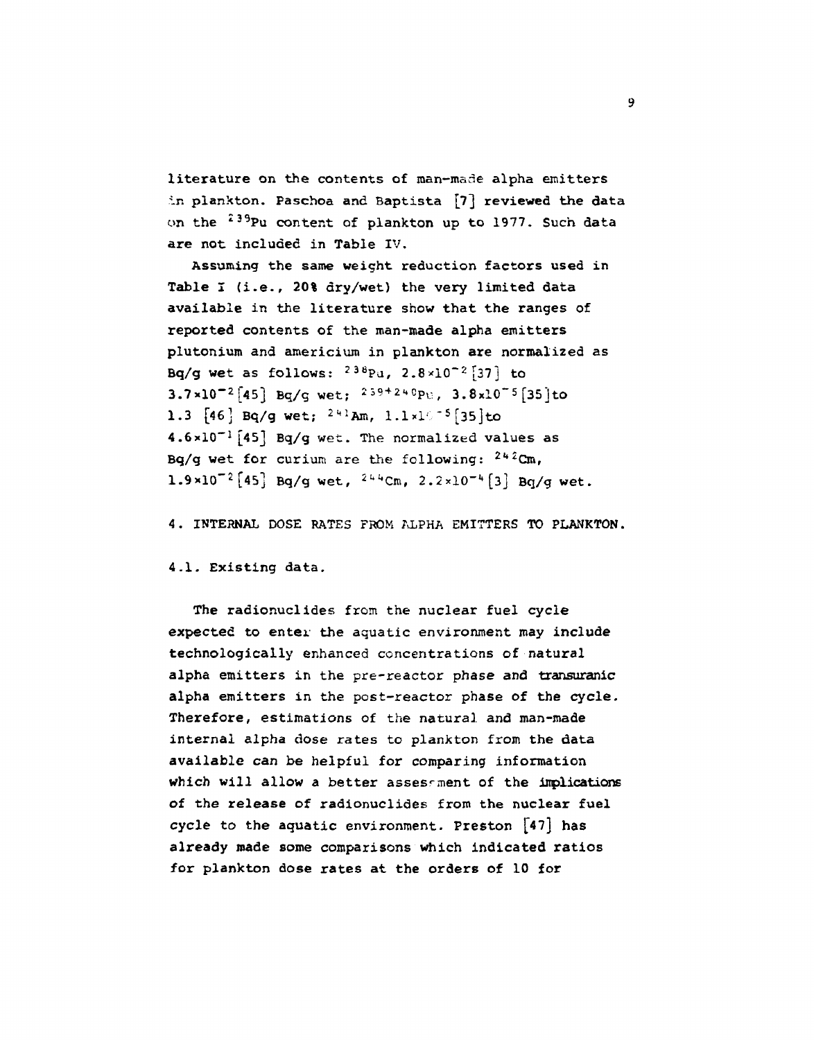literature on the contents of man-made alpha emitters in plankton. Paschoa and Baptista [7] reviewed the data on the $^{239}Pu$ content of plankton up to 1977. Such data are not included in Table IV.

Assuming the same weight reduction factors used in Table I (i.e., 20% dry/wet) the very limited data available in the literature show that the ranges of reported contents of the man-made alpha emitters plutonium and americium in plankton are normalized as Bq/g wet as follows: $^{238}Pu$, $2.8 \times 10^{-2}$ [37] to $3.7 \times 10^{-2}$ [45] Bq/g wet; $^{239+240}Pu$, $3.8 \times 10^{-5}$ [35] to 1.3 [46] Bq/g wet; $^{241}Am$, $1.1 \times 10^{-5}$ [35] to $4.6 \times 10^{-1}$ [45] Bq/g wet. The normalized values as Bq/g wet for curium are the following: $^{242}Cm$, $1.9 \times 10^{-2}$ [45] Bq/g wet, $^{244}Cm$, $2.2 \times 10^{-4}$ [3] Bq/g wet.

## 4. INTERNAL DOSE RATES FROM ALPHA EMITTERS TO PLANKTON.

### 4.1. Existing data.

The radionuclides from the nuclear fuel cycle expected to enter the aquatic environment may include technologically enhanced concentrations of natural alpha emitters in the pre-reactor phase and transuranic alpha emitters in the post-reactor phase of the cycle. Therefore, estimations of the natural and man-made internal alpha dose rates to plankton from the data available can be helpful for comparing information which will allow a better assessment of the implications of the release of radionuclides from the nuclear fuel cycle to the aquatic environment. Preston [47] has already made some comparisons which indicated ratios for plankton dose rates at the orders of 10 for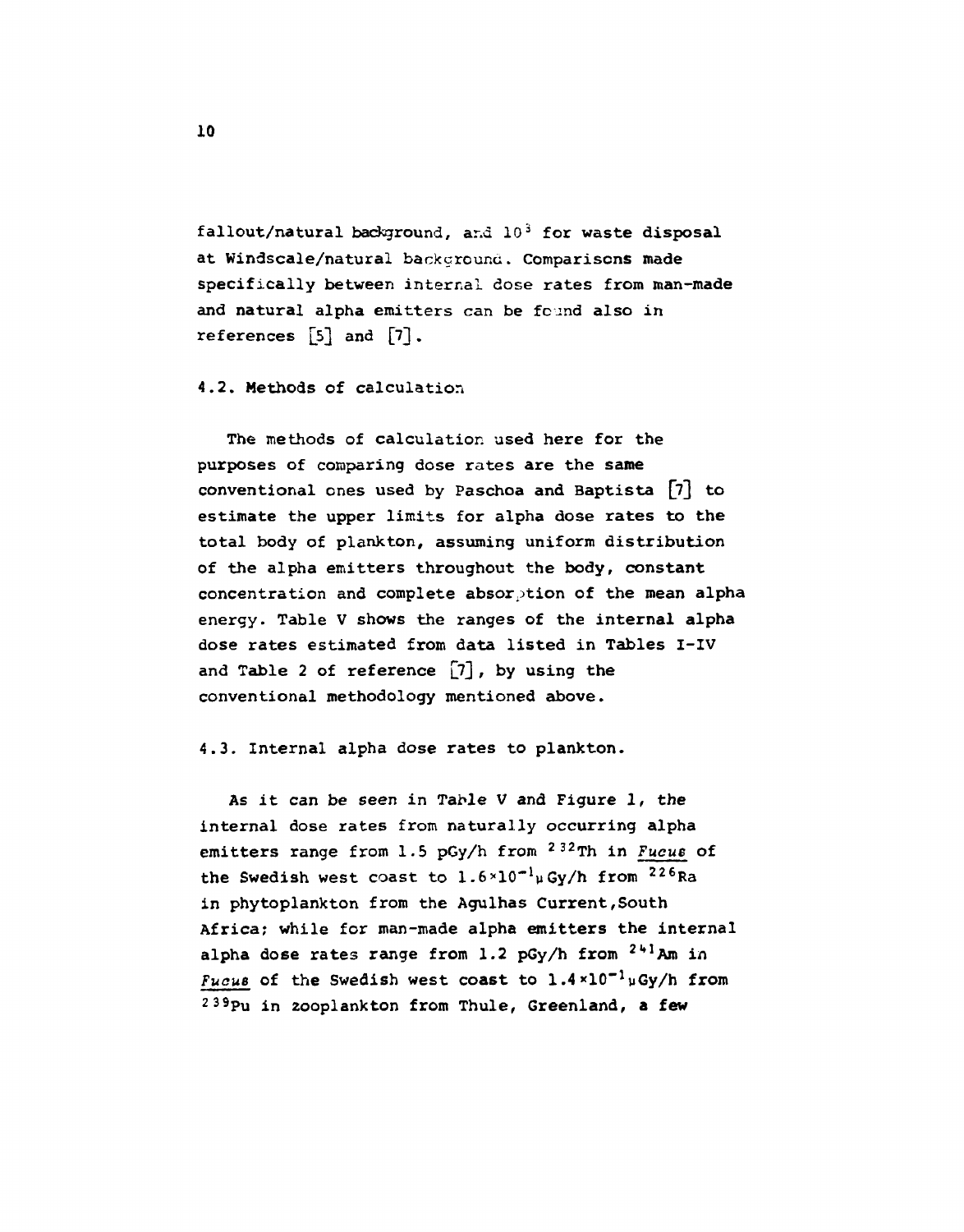fallout/natural background, and $10^3$ for waste disposal at Windscale/natural background. Comparisons made specifically between internal dose rates from man-made and natural alpha emitters can be found also in references [5] and [7].

### 4.2. Methods of calculation

The methods of calculation used here for the purposes of comparing dose rates are the same conventional ones used by Paschoa and Baptista [7] to estimate the upper limits for alpha dose rates to the total body of plankton, assuming uniform distribution of the alpha emitters throughout the body, constant concentration and complete absorption of the mean alpha energy. Table V shows the ranges of the internal alpha dose rates estimated from data listed in Tables I-IV and Table 2 of reference [7], by using the conventional methodology mentioned above.

### 4.3. Internal alpha dose rates to plankton.

As it can be seen in Table V and Figure 1, the internal dose rates from naturally occurring alpha emitters range from 1.5 pGy/h from $^{232}$Th in *Fucus* of the Swedish west coast to $1.6\times10^{-1}\mu$Gy/h from $^{226}$Ra in phytoplankton from the Agulhas Current, South Africa; while for man-made alpha emitters the internal alpha dose rates range from 1.2 pGy/h from $^{241}$Am in *Fucus* of the Swedish west coast to $1.4\times10^{-1}\mu$Gy/h from $^{239}$Pu in zooplankton from Thule, Greenland, a few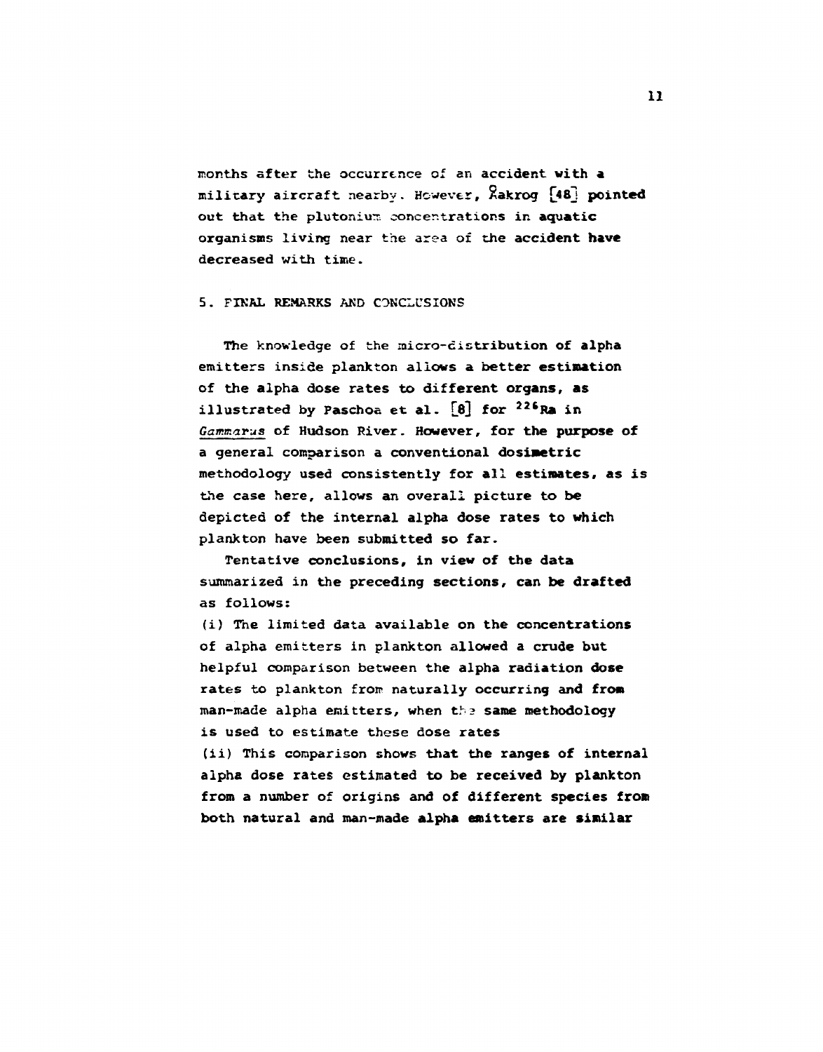months after the occurrence of an accident with a military aircraft nearby. However, Åakrog [48] pointed out that the plutonium concentrations in aquatic organisms living near the area of the accident have decreased with time.

## 5. FINAL REMARKS AND CONCLUSIONS

The knowledge of the micro-distribution of alpha emitters inside plankton allows a better estimation of the alpha dose rates to different organs, as illustrated by Paschoa et al. [8] for $^{226}Ra$ in *Gammarus* of Hudson River. However, for the purpose of a general comparison a conventional dosimetric methodology used consistently for all estimates, as is the case here, allows an overall picture to be depicted of the internal alpha dose rates to which plankton have been submitted so far.

Tentative conclusions, in view of the data summarized in the preceding sections, can be drafted as follows:

(i) The limited data available on the concentrations of alpha emitters in plankton allowed a crude but helpful comparison between the alpha radiation dose rates to plankton from naturally occurring and from man-made alpha emitters, when the same methodology is used to estimate these dose rates

(ii) This comparison shows that the ranges of internal alpha dose rates estimated to be received by plankton from a number of origins and of different species from both natural and man-made alpha emitters are similar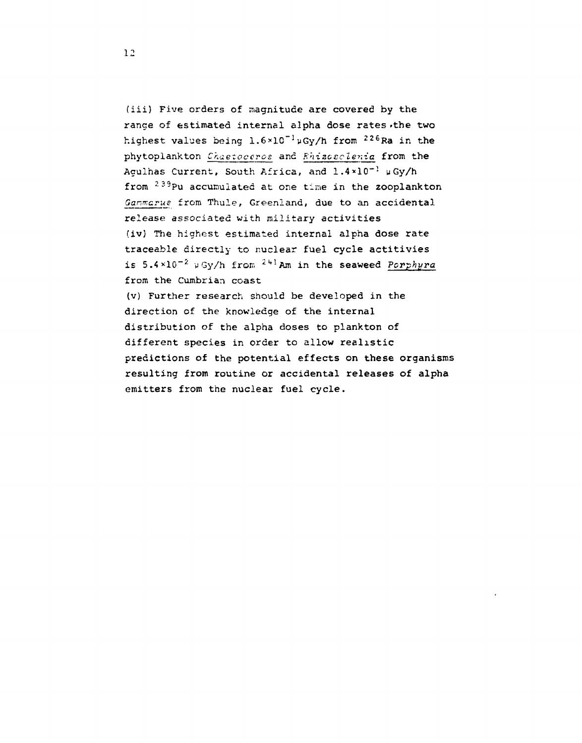(iii) Five orders of magnitude are covered by the range of estimated internal alpha dose rates, the two highest values being $1.6\times10^{-1}$ µGy/h from $^{226}$Ra in the phytoplankton *Chaetoceros* and *Rhizosclenia* from the Agulhas Current, South Africa, and $1.4\times10^{-1}$ µGy/h from $^{239}$Pu accumulated at one time in the zooplankton *Gammarus* from Thule, Greenland, due to an accidental release associated with military activities

(iv) The highest estimated internal alpha dose rate traceable directly to nuclear fuel cycle actitivies is $5.4\times10^{-2}$ µGy/h from $^{241}$Am in the seaweed *Porphyra* from the Cumbrian coast

(v) Further research should be developed in the direction of the knowledge of the internal distribution of the alpha doses to plankton of different species in order to allow realistic predictions of the potential effects on these organisms resulting from routine or accidental releases of alpha emitters from the nuclear fuel cycle.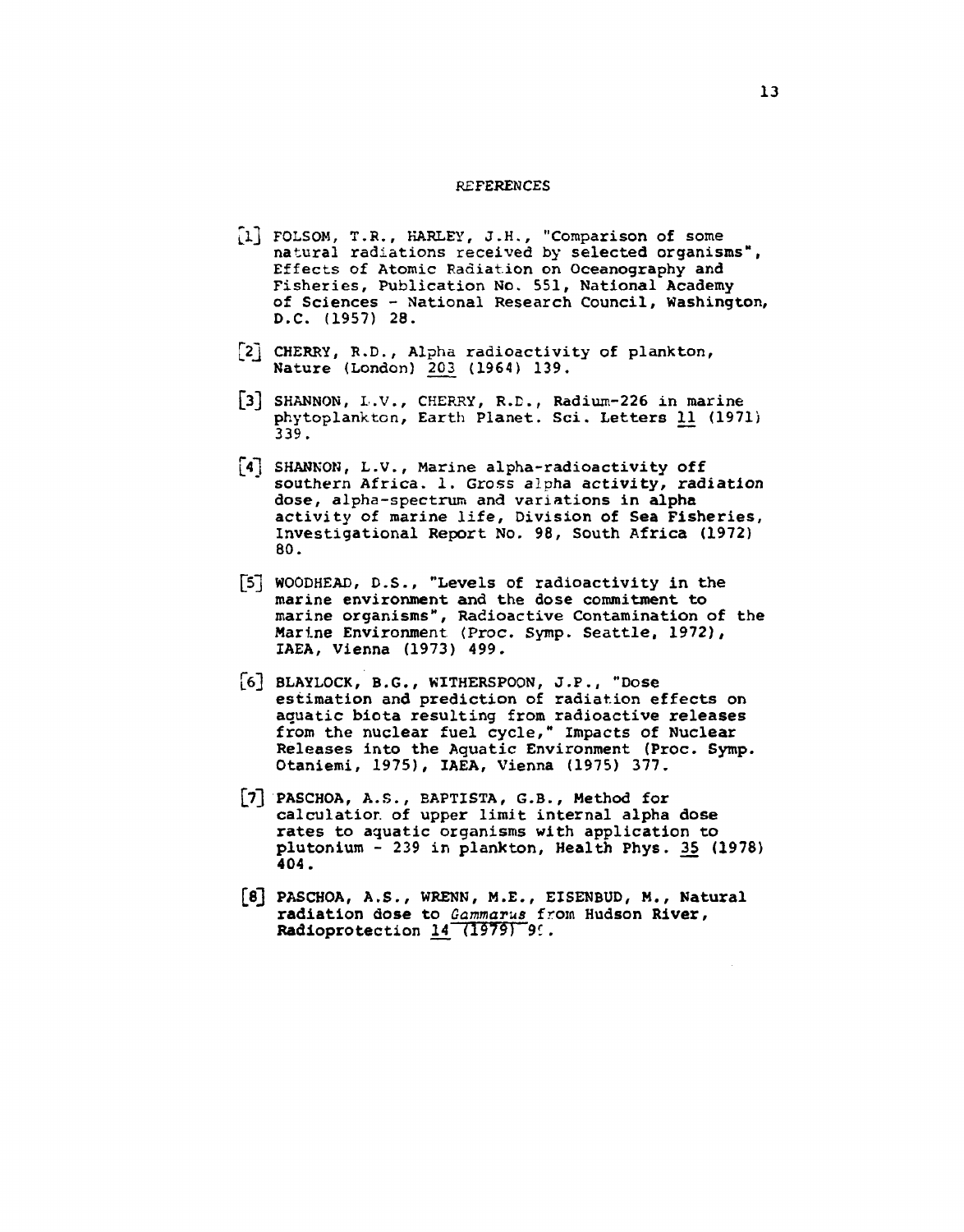# REFERENCES

[1] FOLSOM, T.R., HARLEY, J.H., "Comparison of some natural radiations received by selected organisms", Effects of Atomic Radiation on Oceanography and Fisheries, Publication No. 551, National Academy of Sciences - National Research Council, Washington, D.C. (1957) 28.

[2] CHERRY, R.D., Alpha radioactivity of plankton, Nature (London) 203 (1964) 139.

[3] SHANNON, L.V., CHERRY, R.D., Radium-226 in marine phytoplankton, Earth Planet. Sci. Letters 11 (1971) 339.

[4] SHANNON, L.V., Marine alpha-radioactivity off southern Africa. 1. Gross alpha activity, radiation dose, alpha-spectrum and variations in alpha activity of marine life, Division of Sea Fisheries, Investigational Report No. 98, South Africa (1972) 80.

[5] WOODHEAD, D.S., "Levels of radioactivity in the marine environment and the dose commitment to marine organisms", Radioactive Contamination of the Marine Environment (Proc. Symp. Seattle, 1972), IAEA, Vienna (1973) 499.

[6] BLAYLOCK, B.G., WITHERSPOON, J.P., "Dose estimation and prediction of radiation effects on aquatic biota resulting from radioactive releases from the nuclear fuel cycle," Impacts of Nuclear Releases into the Aquatic Environment (Proc. Symp. Otaniemi, 1975), IAEA, Vienna (1975) 377.

[7] PASCHOA, A.S., BAPTISTA, G.B., Method for calculation of upper limit internal alpha dose rates to aquatic organisms with application to plutonium - 239 in plankton, Health Phys. 35 (1978) 404.

[8] PASCHOA, A.S., WRENN, M.E., EISENBUD, M., Natural radiation dose to *Gammarus* from Hudson River, Radioprotection 14 (1979) 9?.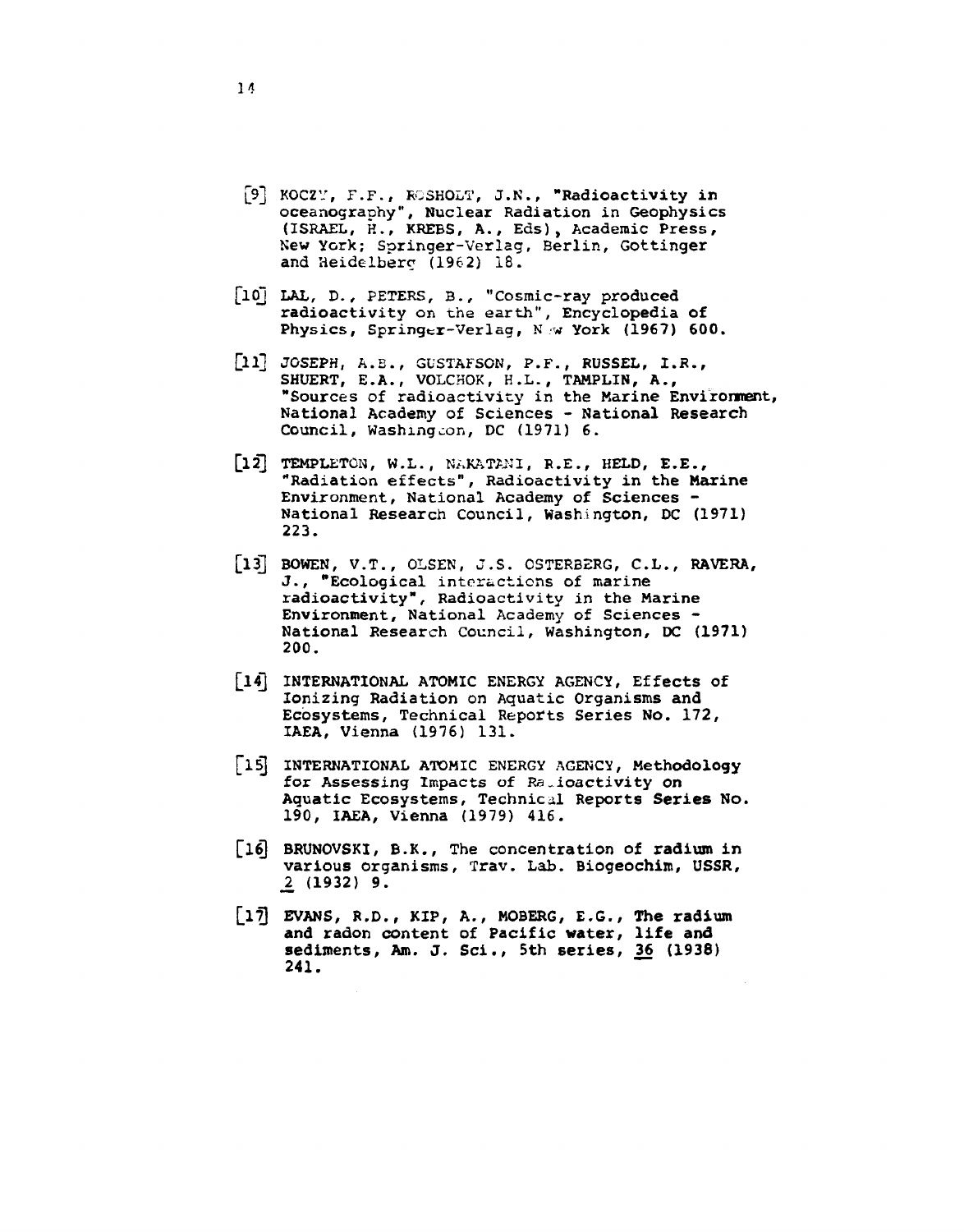[9] KOCZY, F.F., ROSHOLT, J.N., "Radioactivity in oceanography", Nuclear Radiation in Geophysics (ISRAEL, H., KREBS, A., Eds), Academic Press, New York; Springer-Verlag, Berlin, Gottinger and Heidelberg (1962) 18.

[10] LAL, D., PETERS, B., "Cosmic-ray produced radioactivity on the earth", Encyclopedia of Physics, Springer-Verlag, New York (1967) 600.

[11] JOSEPH, A.B., GUSTAFSON, P.F., RUSSEL, I.R., SHUERT, E.A., VOLCHOK, H.L., TAMPLIN, A., "Sources of radioactivity in the Marine Environment, National Academy of Sciences - National Research Council, Washington, DC (1971) 6.

[12] TEMPLETON, W.L., NAKATANI, R.E., HELD, E.E., "Radiation effects", Radioactivity in the Marine Environment, National Academy of Sciences - National Research Council, Washington, DC (1971) 223.

[13] BOWEN, V.T., OLSEN, J.S. OSTERBERG, C.L., RAVERA, J., "Ecological interactions of marine radioactivity", Radioactivity in the Marine Environment, National Academy of Sciences - National Research Council, Washington, DC (1971) 200.

[14] INTERNATIONAL ATOMIC ENERGY AGENCY, Effects of Ionizing Radiation on Aquatic Organisms and Ecosystems, Technical Reports Series No. 172, IAEA, Vienna (1976) 131.

[15] INTERNATIONAL ATOMIC ENERGY AGENCY, Methodology for Assessing Impacts of Radioactivity on Aquatic Ecosystems, Technical Reports Series No. 190, IAEA, Vienna (1979) 416.

[16] BRUNOVSKI, B.K., The concentration of radium in various organisms, Trav. Lab. Biogeochim, USSR, 2 (1932) 9.

[17] EVANS, R.D., KIP, A., MOBERG, E.G., The radium and radon content of Pacific water, life and sediments, Am. J. Sci., 5th series, 36 (1938) 241.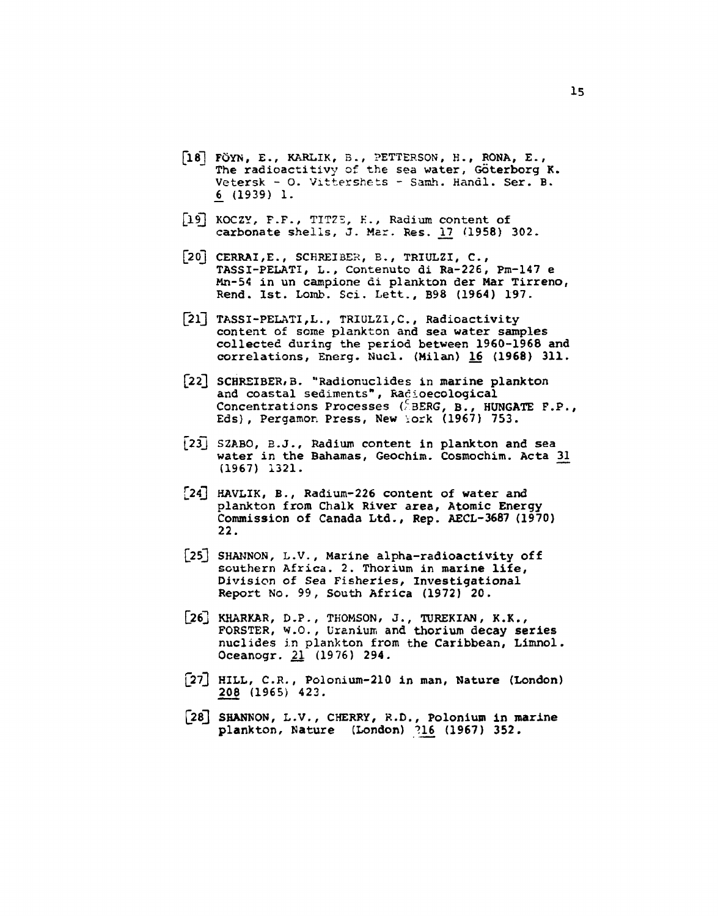[18] FÖYN, E., KARLIK, B., PETTERSON, H., RONA, E., The radioactitivy of the sea water, Göterborg K. Vetersk - O. Vittershets - Samh. Handl. Ser. B. 6 (1939) 1.

[19] KOCZY, F.F., TITZE, H., Radium content of carbonate shells, J. Mar. Res. 17 (1958) 302.

[20] CERRAI,E., SCHREIBER, B., TRIULZI, C., TASSI-PELATI, L., Contenuto di Ra-226, Pm-147 e Mn-54 in un campione di plankton der Mar Tirreno, Rend. Ist. Lomb. Sci. Lett., B98 (1964) 197.

[21] TASSI-PELATI,L., TRIULZI,C., Radioactivity content of some plankton and sea water samples collected during the period between 1960-1968 and correlations, Energ. Nucl. (Milan) 16 (1968) 311.

[22] SCHREIBER,B. "Radionuclides in marine plankton and coastal sediments", Radioecological Concentrations Processes (ÅBERG, B., HUNGATE F.P., Eds), Pergamon Press, New York (1967) 753.

[23] SZABO, B.J., Radium content in plankton and sea water in the Bahamas, Geochim. Cosmochim. Acta 31 (1967) 1321.

[24] HAVLIK, B., Radium-226 content of water and plankton from Chalk River area, Atomic Energy Commission of Canada Ltd., Rep. AECL-3687 (1970) 22.

[25] SHANNON, L.V., Marine alpha-radioactivity off southern Africa. 2. Thorium in marine life, Division of Sea Fisheries, Investigational Report No. 99, South Africa (1972) 20.

[26] KHARKAR, D.P., THOMSON, J., TUREKIAN, K.K., FORSTER, W.O., Uranium and thorium decay series nuclides in plankton from the Caribbean, Limnol. Oceanogr. 21 (1976) 294.

[27] HILL, C.R., Polonium-210 in man, Nature (London) 208 (1965) 423.

[28] SHANNON, L.V., CHERRY, R.D., Polonium in marine plankton, Nature (London) 216 (1967) 352.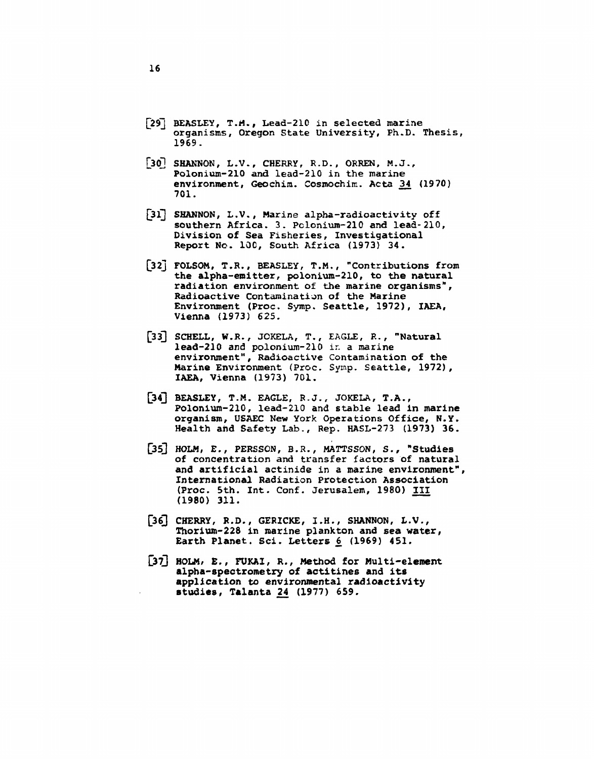[29] BEASLEY, T.M., Lead-210 in selected marine organisms, Oregon State University, Ph.D. Thesis, 1969.

[30] SHANNON, L.V., CHERRY, R.D., ORREN, M.J., Polonium-210 and lead-210 in the marine environment, Geochim. Cosmochim. Acta 34 (1970) 701.

[31] SHANNON, L.V., Marine alpha-radioactivity off southern Africa. 3. Polonium-210 and lead-210, Division of Sea Fisheries, Investigational Report No. 100, South Africa (1973) 34.

[32] FOLSOM, T.R., BEASLEY, T.M., "Contributions from the alpha-emitter, polonium-210, to the natural radiation environment of the marine organisms", Radioactive Contamination of the Marine Environment (Proc. Symp. Seattle, 1972), IAEA, Vienna (1973) 625.

[33] SCHELL, W.R., JOKELA, T., EAGLE, R., "Natural lead-210 and polonium-210 in a marine environment", Radioactive Contamination of the Marine Environment (Proc. Symp. Seattle, 1972), IAEA, Vienna (1973) 701.

[34] BEASLEY, T.M. EAGLE, R.J., JOKELA, T.A., Polonium-210, lead-210 and stable lead in marine organism, USAEC New York Operations Office, N.Y. Health and Safety Lab., Rep. HASL-273 (1973) 36.

[35] HOLM, E., PERSSON, B.R., MATTSSON, S., "Studies of concentration and transfer factors of natural and artificial actinide in a marine environment", International Radiation Protection Association (Proc. 5th. Int. Conf. Jerusalem, 1980) III (1980) 311.

[36] CHERRY, R.D., GERICKE, I.H., SHANNON, L.V., Thorium-228 in marine plankton and sea water, Earth Planet. Sci. Letters 6 (1969) 451.

[37] HOLM, E., FUKAI, R., Method for Multi-element alpha-spectrometry of actitines and its application to environmental radioactivity studies, Talanta 24 (1977) 659.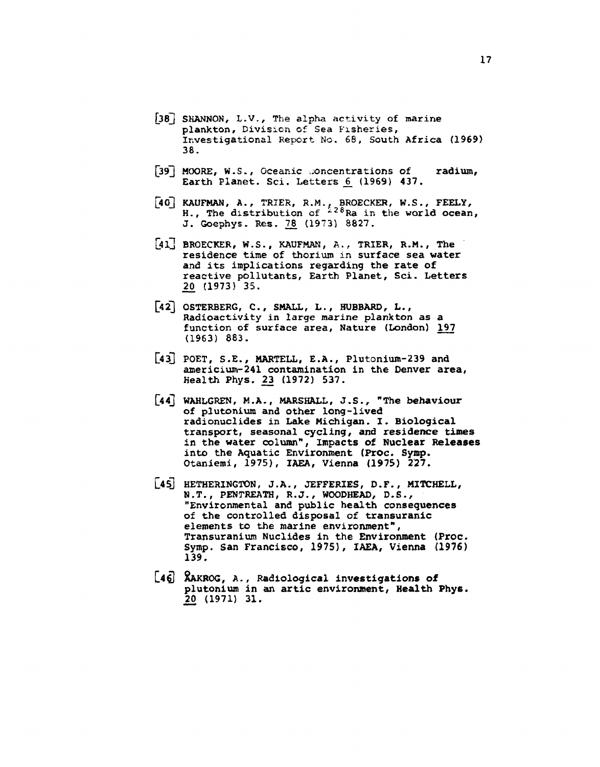[38] SHANNON, L.V., The alpha activity of marine plankton, Division of Sea Fisheries, Investigational Report No. 68, South Africa (1969) 38.

[39] MOORE, W.S., Oceanic concentrations of radium, Earth Planet. Sci. Letters 6 (1969) 437.

[40] KAUFMAN, A., TRIER, R.M., BROECKER, W.S., FEELY, H., The distribution of $^{228}$Ra in the world ocean, J. Goephys. Res. 78 (1973) 8827.

[41] BROECKER, W.S., KAUFMAN, A., TRIER, R.M., The residence time of thorium in surface sea water and its implications regarding the rate of reactive pollutants, Earth Planet, Sci. Letters 20 (1973) 35.

[42] OSTERBERG, C., SMALL, L., HUBBARD, L., Radioactivity in large marine plankton as a function of surface area, Nature (London) 197 (1963) 883.

[43] POET, S.E., MARTELL, E.A., Plutonium-239 and americium-241 contamination in the Denver area, Health Phys. 23 (1972) 537.

[44] WAHLGREN, M.A., MARSHALL, J.S., "The behaviour of plutonium and other long-lived radionuclides in Lake Michigan. I. Biological transport, seasonal cycling, and residence times in the water column", Impacts of Nuclear Releases into the Aquatic Environment (Proc. Symp. Otaniemi, 1975), IAEA, Vienna (1975) 227.

[45] HETHERINGTON, J.A., JEFFERIES, D.F., MITCHELL, N.T., PENTREATH, R.J., WOODHEAD, D.S., "Environmental and public health consequences of the controlled disposal of transuranic elements to the marine environment", Transuranium Nuclides in the Environment (Proc. Symp. San Francisco, 1975), IAEA, Vienna (1976) 139.

[46] AARKROG, A., Radiological investigations of plutonium in an artic environment, Health Phys. 20 (1971) 31.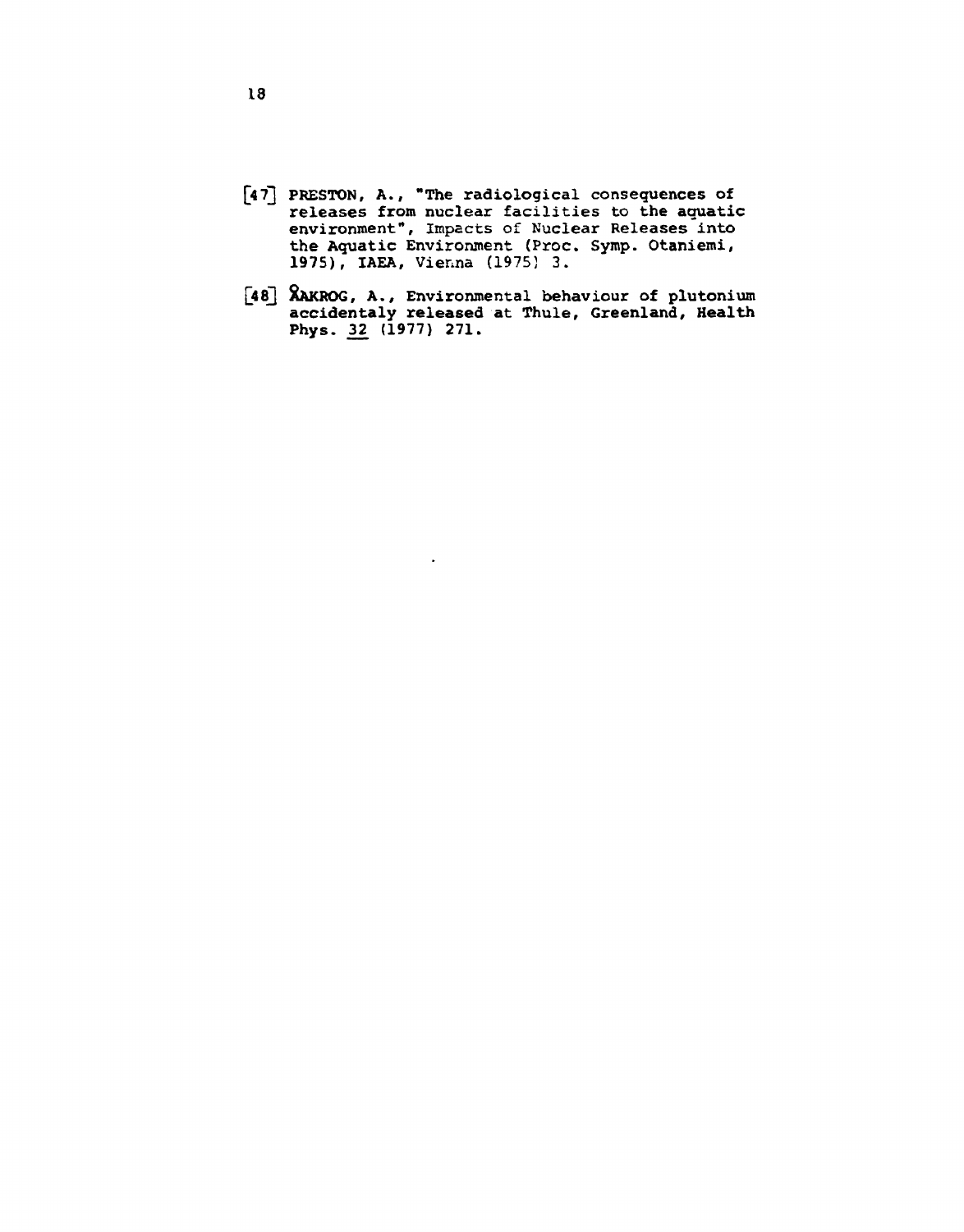[47] PRESTON, A., "The radiological consequences of releases from nuclear facilities to the aquatic environment", Impacts of Nuclear Releases into the Aquatic Environment (Proc. Symp. Otaniemi, 1975), IAEA, Vienna (1975) 3.

[48] ÅAKROG, A., Environmental behaviour of plutonium accidentaly released at Thule, Greenland, Health Phys. 32 (1977) 271.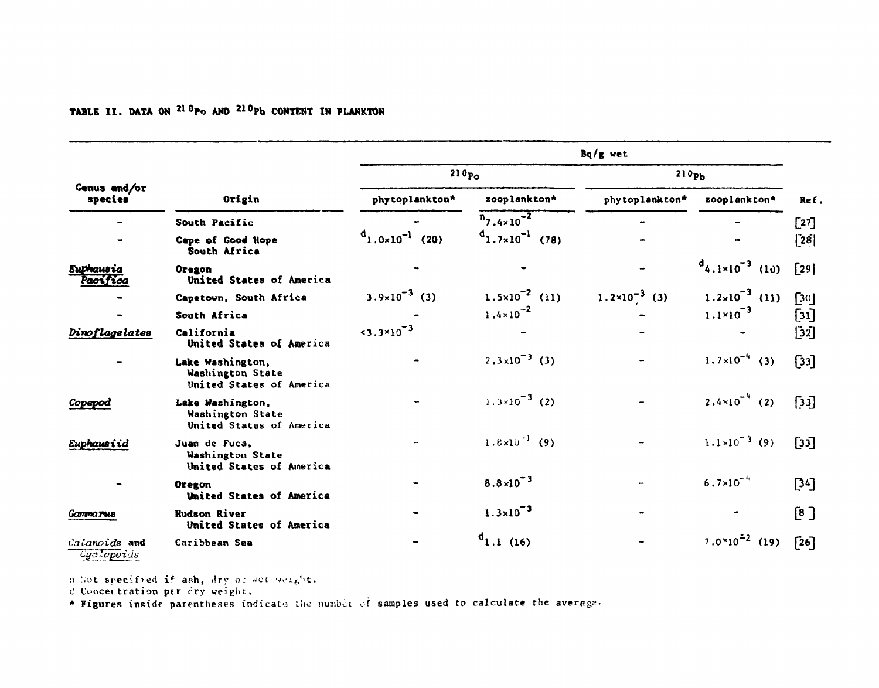TABLE II. DATA ON $^{210}Po$ AND $^{210}Pb$ CONTENT IN PLANKTON

| Genus and/or species | Origin | Bq/g wet $^{210}Po$ phytoplankton* | Bq/g wet $^{210}Po$ zooplankton* | Bq/g wet $^{210}Pb$ phytoplankton* | Bq/g wet $^{210}Pb$ zooplankton* | Ref. |
|---|---|---|---|---|---|---|
| - | South Pacific | - | $^{n}7.4\times10^{-2}$ | - | - | [27] |
| - | Cape of Good Hope South Africa | $^{d}1.0\times10^{-1}$ (20) | $^{d}1.7\times10^{-1}$ (78) | - | - | [28] |
| *Euphausia Pacifica* | Oregon United States of America | - | - | - | $^{d}4.1\times10^{-3}$ (10) | [29] |
| - | Capetown, South Africa | $3.9\times10^{-3}$ (3) | $1.5\times10^{-2}$ (11) | $1.2\times10^{-3}$ (3) | $1.2\times10^{-3}$ (11) | [30] |
| - | South Africa | - | $1.4\times10^{-2}$ | - | $1.1\times10^{-3}$ | [31] |
| *Dinoflagelates* | California United States of America | $<3.3\times10^{-3}$ | - | - | - | [32] |
| - | Lake Washington, Washington State United States of America | - | $2.3\times10^{-3}$ (3) | - | $1.7\times10^{-4}$ (3) | [33] |
| *Copepod* | Lake Washington, Washington State United States of America | - | $1.3\times10^{-3}$ (2) | - | $2.4\times10^{-4}$ (2) | [33] |
| *Euphausiid* | Juan de Fuca, Washington State United States of America | - | $1.8\times10^{-1}$ (9) | - | $1.1\times10^{-3}$ (9) | [33] |
| - | Oregon United States of America | - | $8.8\times10^{-3}$ | - | $6.7\times10^{-4}$ | [34] |
| *Gammarus* | Hudson River United States of America | - | $1.3\times10^{-3}$ | - | - | [8] |
| *Calanoids* and *Cyclopoids* | Caribbean Sea | - | $^{d}1.1$ (16) | - | $7.0\times10^{-2}$ (19) | [26] |

n Not specified if ash, dry or wet weight.
d Concentration per dry weight.
* Figures inside parentheses indicate the number of samples used to calculate the average.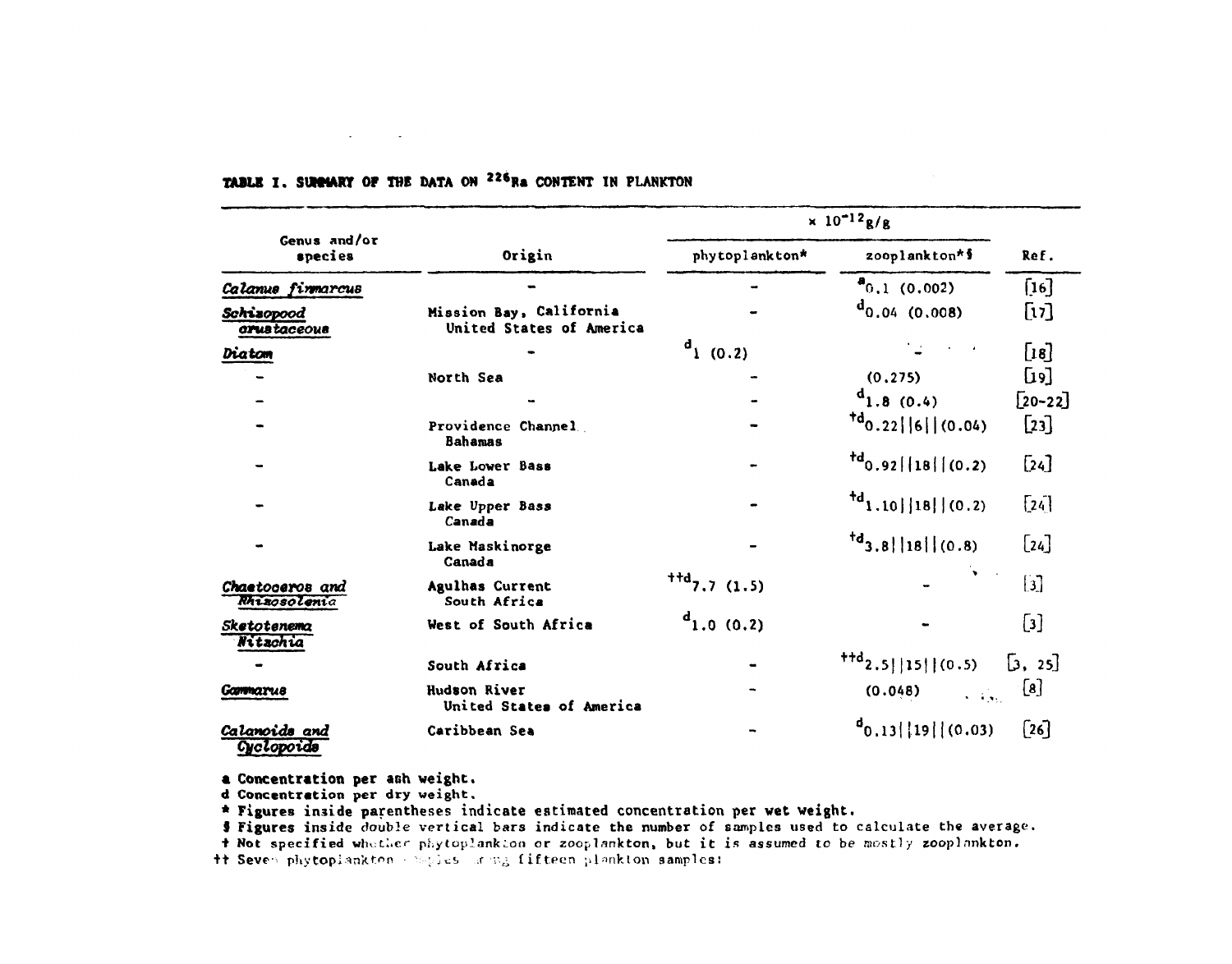**TABLE I. SUMMARY OF THE DATA ON $^{226}Ra$ CONTENT IN PLANKTON**

| Genus and/or species | Origin | $\times 10^{-12}$ g/g | | Ref. |
|---|---|---|---|---|
| | | phytoplankton* | zooplankton*§ | |
| *Calanus finmarcus* | - | - | [a]0.1 (0.002) | [16] |
| *Schizopood crustaceous* | Mission Bay, California United States of America | - | [d]0.04 (0.008) | [17] |
| *Diatom* | - | [d]1 (0.2) | - | [18] |
| - | North Sea | - | (0.275) | [19] |
| - | - | - | [d]1.8 (0.4) | [20-22] |
| - | Providence Channel Bahamas | - | [†d]0.22‖6‖(0.04) | [23] |
| - | Lake Lower Bass Canada | - | [†d]0.92‖18‖(0.2) | [24] |
| - | Lake Upper Bass Canada | - | [†d]1.10‖18‖(0.2) | [24] |
| - | Lake Maskinorge Canada | - | [†d]3.8‖18‖(0.8) | [24] |
| *Chaetoceros and Rhizosolenia* | Agulhas Current South Africa | [††d]7.7 (1.5) | - | [3] |
| *Sketotenema Nitzchia* | West of South Africa | [d]1.0 (0.2) | - | [3] |
| - | South Africa | - | [††d]2.5‖15‖(0.5) | [3, 25] |
| *Gammarus* | Hudson River United States of America | - | (0.048) | [8] |
| *Calanoids and Cyclopoids* | Caribbean Sea | - | [d]0.13‖19‖(0.03) | [26] |

a Concentration per ash weight.
d Concentration per dry weight.
\* Figures inside parentheses indicate estimated concentration per wet weight.
§ Figures inside double vertical bars indicate the number of samples used to calculate the average.
† Not specified whether phytoplankton or zooplankton, but it is assumed to be mostly zooplankton.
†† Seven phytoplankton samples among fifteen plankton samples.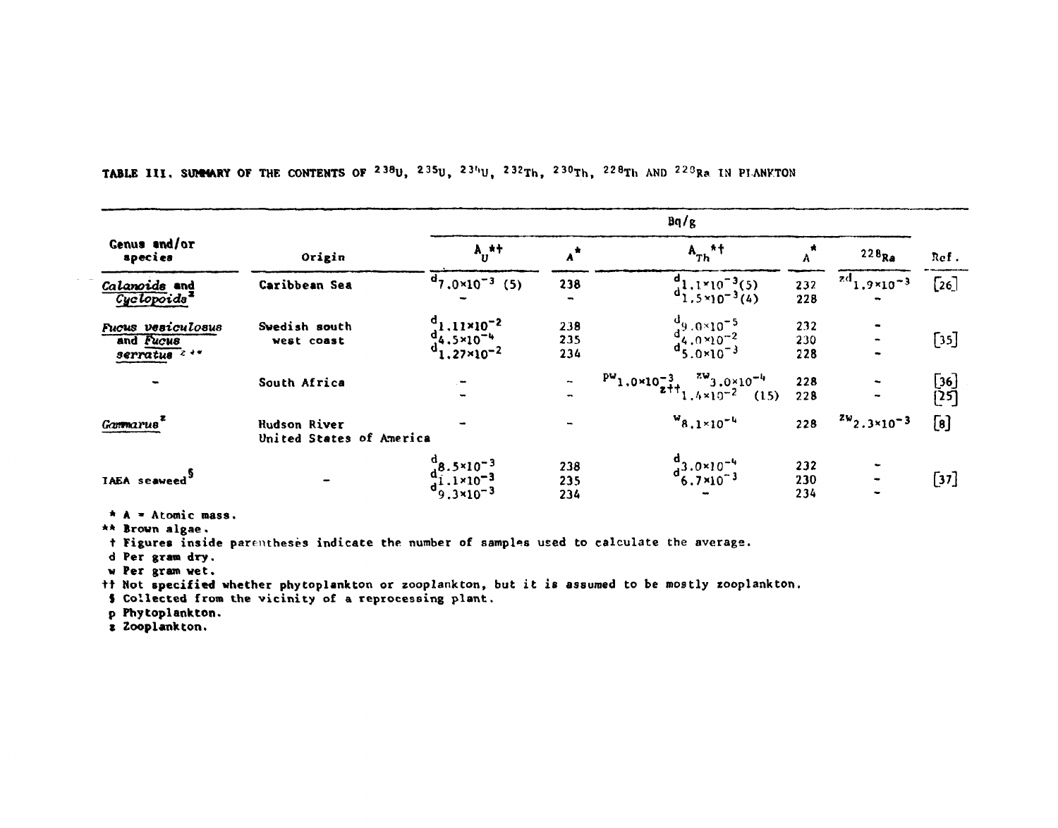TABLE III. SUMMARY OF THE CONTENTS OF $^{238}U$, $^{235}U$, $^{234}U$, $^{232}Th$, $^{230}Th$, $^{228}Th$ AND $^{228}Ra$ IN PLANKTON

| Genus and/or species | Origin | Bq/g | | | | | Ref. |
|---|---|---|---|---|---|---|---|
| | | $A_U$ **† | A* | $A_{Th}$ **† | A* | $^{228}Ra$ | |
| *Calanoids* and *Cyclopoids*^z | Caribbean Sea | $^{d}7.0\times10^{-3}$ (5) | 238 | $^{d}1.1\times10^{-3}$(5) | 232 | $^{zd}1.9\times10^{-3}$ | [26] |
| | | - | - | $^{d}1.5\times10^{-3}$(4) | 228 | - | |
| *Fucus vesiculosus* and *Fucus serratus* ^{z**} | Swedish south west coast | $^{d}1.11\times10^{-2}$ | 238 | $^{d}9.0\times10^{-5}$ | 232 | - | [35] |
| | | $^{d}4.5\times10^{-4}$ | 235 | $^{d}4.0\times10^{-2}$ | 230 | - | |
| | | $^{d}1.27\times10^{-2}$ | 234 | $^{d}5.0\times10^{-3}$ | 228 | - | |
| - | South Africa | - | - | $^{pw}1.0\times10^{-3}$, $^{zw}3.0\times10^{-4}$ | 228 | - | [36] |
| | | - | - | $^{z††}1.4\times10^{-2}$ (15) | 228 | - | [25] |
| *Gammarus*^z | Hudson River United States of America | - | - | $^{w}8.1\times10^{-4}$ | 228 | $^{zw}2.3\times10^{-3}$ | [8] |
| IAEA seaweed^§ | - | $^{d}8.5\times10^{-3}$ | 238 | $^{d}3.0\times10^{-4}$ | 232 | - | [37] |
| | | $^{d}1.1\times10^{-3}$ | 235 | $^{d}6.7\times10^{-3}$ | 230 | - | |
| | | $^{d}9.3\times10^{-3}$ | 234 | - | 234 | - | |

\* A = Atomic mass.

\*\* Brown algae.

† Figures inside parentheses indicate the number of samples used to calculate the average.

d Per gram dry.

w Per gram wet.

†† Not specified whether phytoplankton or zooplankton, but it is assumed to be mostly zooplankton.

§ Collected from the vicinity of a reprocessing plant.

p Phytoplankton.

z Zooplankton.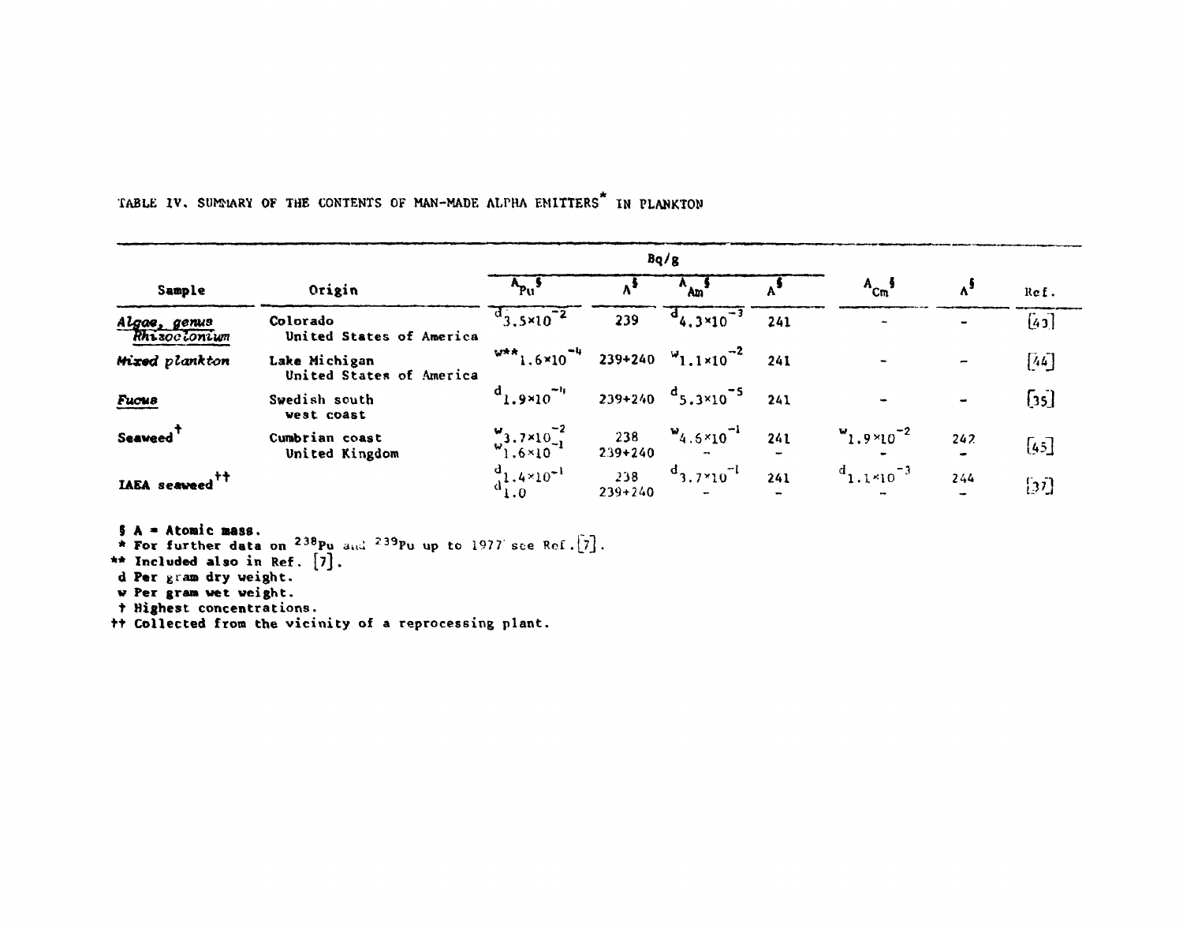TABLE IV. SUMMARY OF THE CONTENTS OF MAN-MADE ALPHA EMITTERS* IN PLANKTON

| Sample | Origin | Bq/g | | | | | | Ref. |
|---|---|---|---|---|---|---|---|---|
| | | $A_{Pu}$ § | A § | $A_{Am}$ § | A § | $A_{Cm}$ § | A § | |
| *Algae, genus Rhizoclonium* | Colorado United States of America | d $3.5\times10^{-2}$ | 239 | d $4.3\times10^{-3}$ | 241 | - | - | [43] |
| *Mixed plankton* | Lake Michigan United States of America | w** $1.6\times10^{-4}$ | 239+240 | w $1.1\times10^{-2}$ | 241 | - | - | [44] |
| *Fucus* | Swedish south west coast | d $1.9\times10^{-4}$ | 239+240 | d $5.3\times10^{-5}$ | 241 | - | - | [35] |
| Seaweed † | Cumbrian coast United Kingdom | w $3.7\times10^{-2}$<br>w $1.6\times10^{-1}$ | 238<br>239+240 | w $4.6\times10^{-1}$<br>- | 241<br>- | w $1.9\times10^{-2}$<br>- | 242<br>- | [45] |
| IAEA seaweed †† | | d $1.4\times10^{-1}$<br>d $1.0$ | 238<br>239+240 | d $3.7\times10^{-1}$<br>- | 241<br>- | d $1.1\times10^{-3}$<br>- | 244<br>- | [37] |

§ A = Atomic mass.
\* For further data on $^{238}$Pu and $^{239}$Pu up to 1977 see Ref. [7].
** Included also in Ref. [7].
d Per gram dry weight.
w Per gram wet weight.
† Highest concentrations.
†† Collected from the vicinity of a reprocessing plant.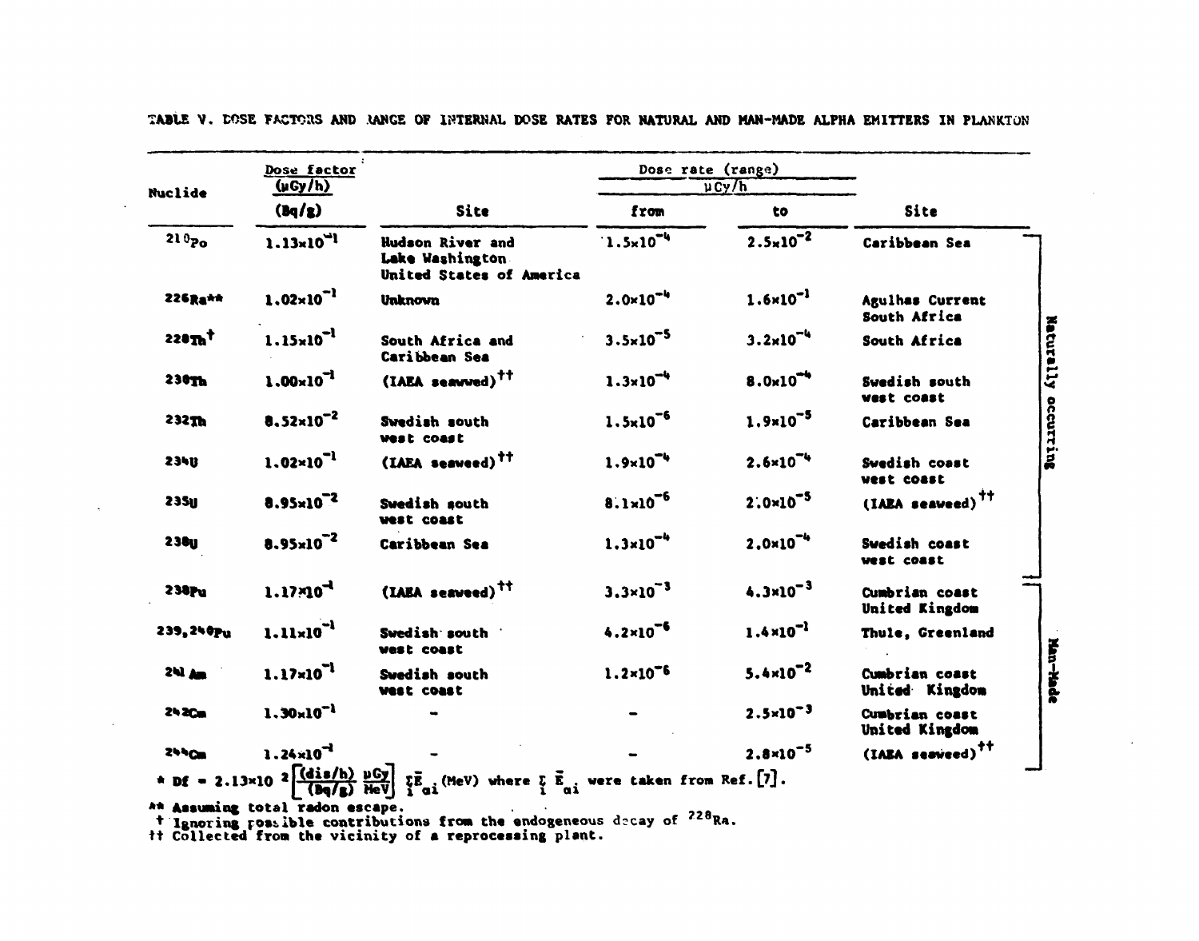TABLE V. DOSE FACTORS AND RANGE OF INTERNAL DOSE RATES FOR NATURAL AND MAN-MADE ALPHA EMITTERS IN PLANKTON

| Nuclide | Dose factor (μGy/h)/(Bq/g) | Site | Dose rate (range) μGy/h from | to | Site | |
|---|---|---|---|---|---|---|
| $^{210}Po$ | $1.13\times10^{-1}$ | Hudson River and Lake Washington United States of America | $1.5\times10^{-4}$ | $2.5\times10^{-2}$ | Caribbean Sea | Naturally occurring |
| $^{226}Ra$** | $1.02\times10^{-1}$ | Unknown | $2.0\times10^{-4}$ | $1.6\times10^{-1}$ | Agulhas Current South Africa | Naturally occurring |
| $^{228}Th$† | $1.15\times10^{-1}$ | South Africa and Caribbean Sea | $3.5\times10^{-5}$ | $3.2\times10^{-4}$ | South Africa | Naturally occurring |
| $^{230}Th$ | $1.00\times10^{-1}$ | (IAEA seaweed)†† | $1.3\times10^{-4}$ | $8.0\times10^{-4}$ | Swedish south west coast | Naturally occurring |
| $^{232}Th$ | $8.52\times10^{-2}$ | Swedish south west coast | $1.5\times10^{-6}$ | $1.9\times10^{-5}$ | Caribbean Sea | Naturally occurring |
| $^{234}U$ | $1.02\times10^{-1}$ | (IAEA seaweed)†† | $1.9\times10^{-4}$ | $2.6\times10^{-4}$ | Swedish coast west coast | Naturally occurring |
| $^{235}U$ | $8.95\times10^{-2}$ | Swedish south west coast | $8.1\times10^{-6}$ | $2.0\times10^{-5}$ | (IAEA seaweed)†† | Naturally occurring |
| $^{238}U$ | $8.95\times10^{-2}$ | Caribbean Sea | $1.3\times10^{-4}$ | $2.0\times10^{-4}$ | Swedish coast west coast | Naturally occurring |
| $^{238}Pu$ | $1.17\times10^{-1}$ | (IAEA seaweed)†† | $3.3\times10^{-3}$ | $4.3\times10^{-3}$ | Cumbrian coast United Kingdom | Man-Made |
| $^{239,240}Pu$ | $1.11\times10^{-1}$ | Swedish south west coast | $4.2\times10^{-6}$ | $1.4\times10^{-1}$ | Thule, Greenland | Man-Made |
| $^{241}Am$ | $1.17\times10^{-1}$ | Swedish south west coast | $1.2\times10^{-6}$ | $5.4\times10^{-2}$ | Cumbrian coast United Kingdom | Man-Made |
| $^{242}Cm$ | $1.30\times10^{-1}$ | - | - | $2.5\times10^{-3}$ | Cumbrian coast United Kingdom | Man-Made |
| $^{244}Cm$ | $1.24\times10^{-1}$ | - | - | $2.8\times10^{-5}$ | (IAEA seaweed)†† | Man-Made |

* $Df = 2.13\times10^{-2}\left[\frac{(dis/h)}{(Bq/g)}\frac{\mu Gy}{MeV}\right]\sum_i \bar{E}_{\alpha i}$ (MeV) where $\sum_i \bar{E}_{\alpha i}$ were taken from Ref. [7].

** Assuming total radon escape.

† Ignoring possible contributions from the endogeneous decay of $^{228}Ra$.

†† Collected from the vicinity of a reprocessing plant.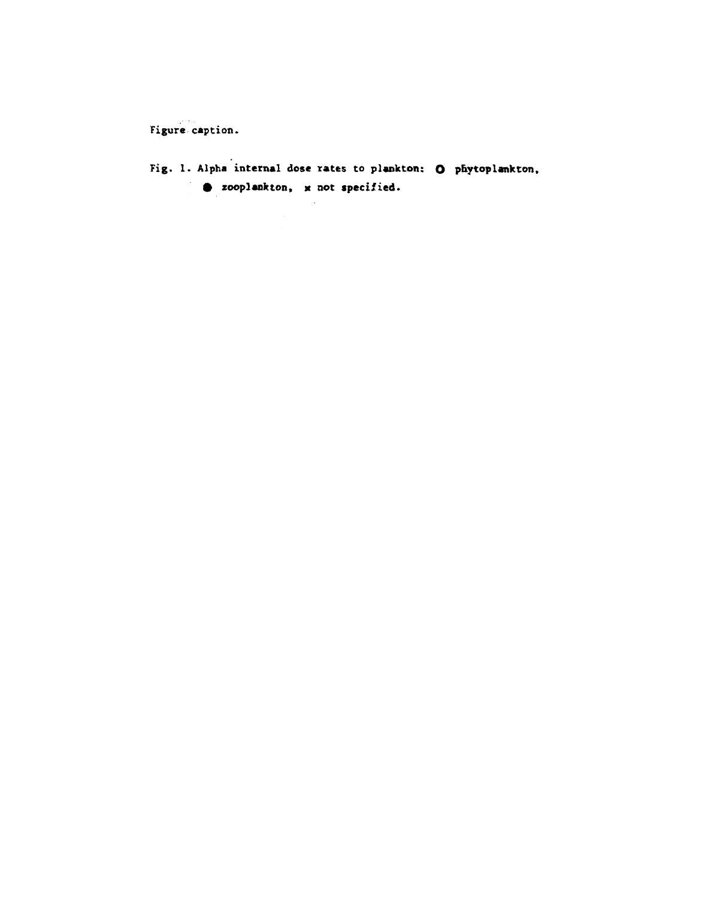Figure caption.

Fig. 1. Alpha internal dose rates to plankton: O phytoplankton, ● zooplankton, x not specified.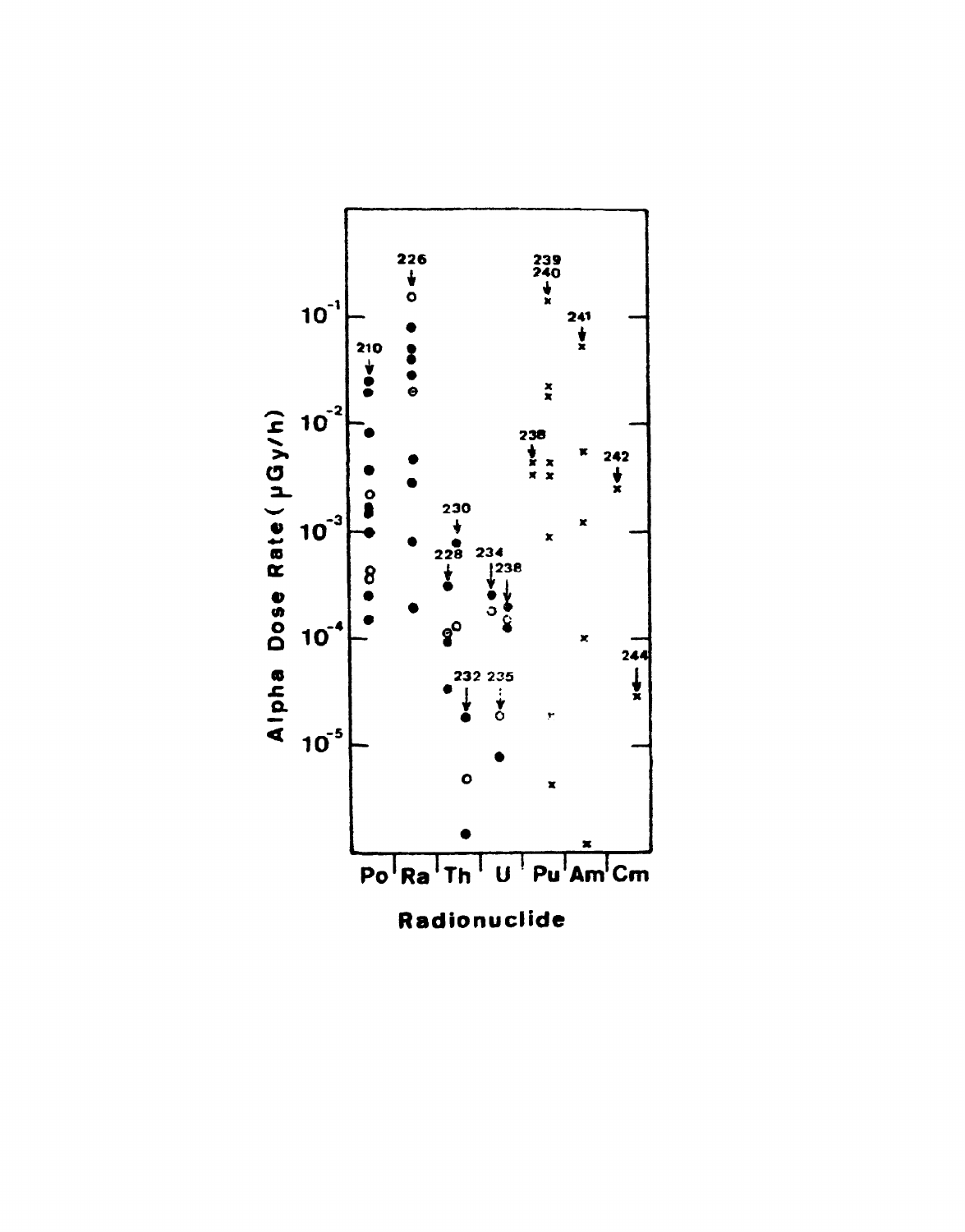Alpha Dose Rate (μGy/h)

$10^{-1}$

$10^{-2}$

$10^{-3}$

$10^{-4}$

$10^{-5}$

210

226

230

228

234

238

232

235

239
240

241

238

242

244

Po Ra Th U Pu Am Cm

Radionuclide